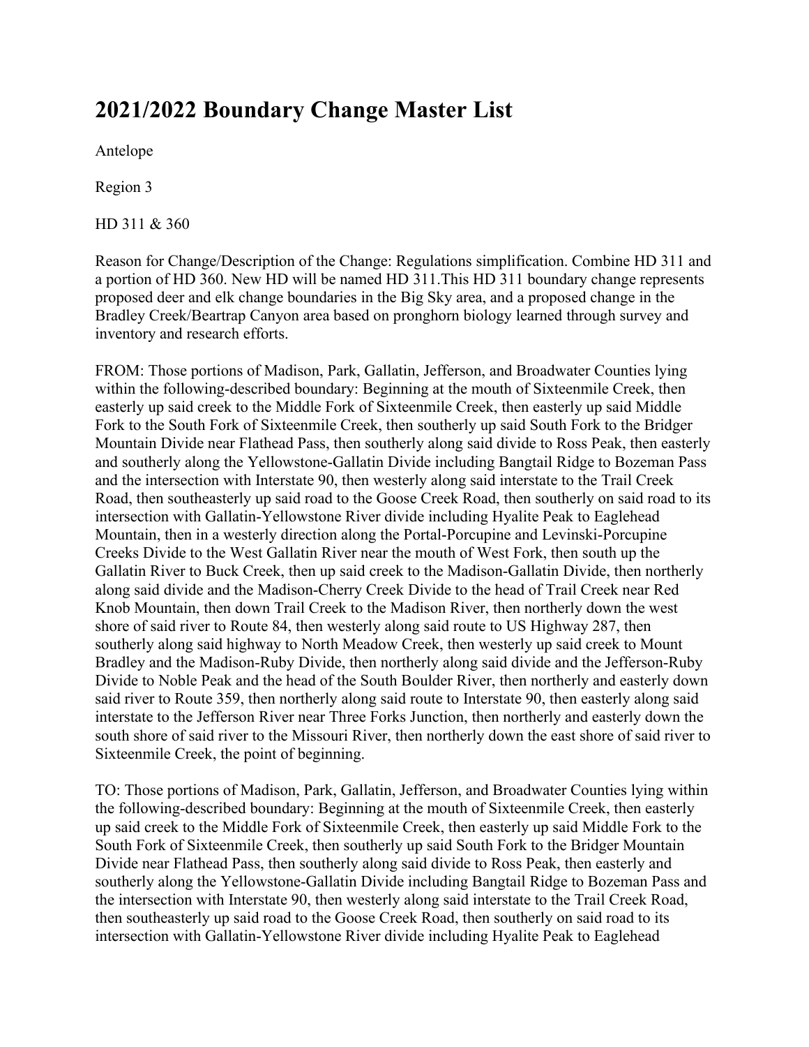# 2021/2022 Boundary Change Master List

Antelope

Region 3

HD 311 & 360

Reason for Change/Description of the Change: Regulations simplification. Combine HD 311 and a portion of HD 360. New HD will be named HD 311.This HD 311 boundary change represents proposed deer and elk change boundaries in the Big Sky area, and a proposed change in the Bradley Creek/Beartrap Canyon area based on pronghorn biology learned through survey and inventory and research efforts.

FROM: Those portions of Madison, Park, Gallatin, Jefferson, and Broadwater Counties lying within the following-described boundary: Beginning at the mouth of Sixteenmile Creek, then easterly up said creek to the Middle Fork of Sixteenmile Creek, then easterly up said Middle Fork to the South Fork of Sixteenmile Creek, then southerly up said South Fork to the Bridger Mountain Divide near Flathead Pass, then southerly along said divide to Ross Peak, then easterly and southerly along the Yellowstone-Gallatin Divide including Bangtail Ridge to Bozeman Pass and the intersection with Interstate 90, then westerly along said interstate to the Trail Creek Road, then southeasterly up said road to the Goose Creek Road, then southerly on said road to its intersection with Gallatin-Yellowstone River divide including Hyalite Peak to Eaglehead Mountain, then in a westerly direction along the Portal-Porcupine and Levinski-Porcupine Creeks Divide to the West Gallatin River near the mouth of West Fork, then south up the Gallatin River to Buck Creek, then up said creek to the Madison-Gallatin Divide, then northerly along said divide and the Madison-Cherry Creek Divide to the head of Trail Creek near Red Knob Mountain, then down Trail Creek to the Madison River, then northerly down the west shore of said river to Route 84, then westerly along said route to US Highway 287, then southerly along said highway to North Meadow Creek, then westerly up said creek to Mount Bradley and the Madison-Ruby Divide, then northerly along said divide and the Jefferson-Ruby Divide to Noble Peak and the head of the South Boulder River, then northerly and easterly down said river to Route 359, then northerly along said route to Interstate 90, then easterly along said interstate to the Jefferson River near Three Forks Junction, then northerly and easterly down the south shore of said river to the Missouri River, then northerly down the east shore of said river to Sixteenmile Creek, the point of beginning.

TO: Those portions of Madison, Park, Gallatin, Jefferson, and Broadwater Counties lying within the following-described boundary: Beginning at the mouth of Sixteenmile Creek, then easterly up said creek to the Middle Fork of Sixteenmile Creek, then easterly up said Middle Fork to the South Fork of Sixteenmile Creek, then southerly up said South Fork to the Bridger Mountain Divide near Flathead Pass, then southerly along said divide to Ross Peak, then easterly and southerly along the Yellowstone-Gallatin Divide including Bangtail Ridge to Bozeman Pass and the intersection with Interstate 90, then westerly along said interstate to the Trail Creek Road, then southeasterly up said road to the Goose Creek Road, then southerly on said road to its intersection with Gallatin-Yellowstone River divide including Hyalite Peak to Eaglehead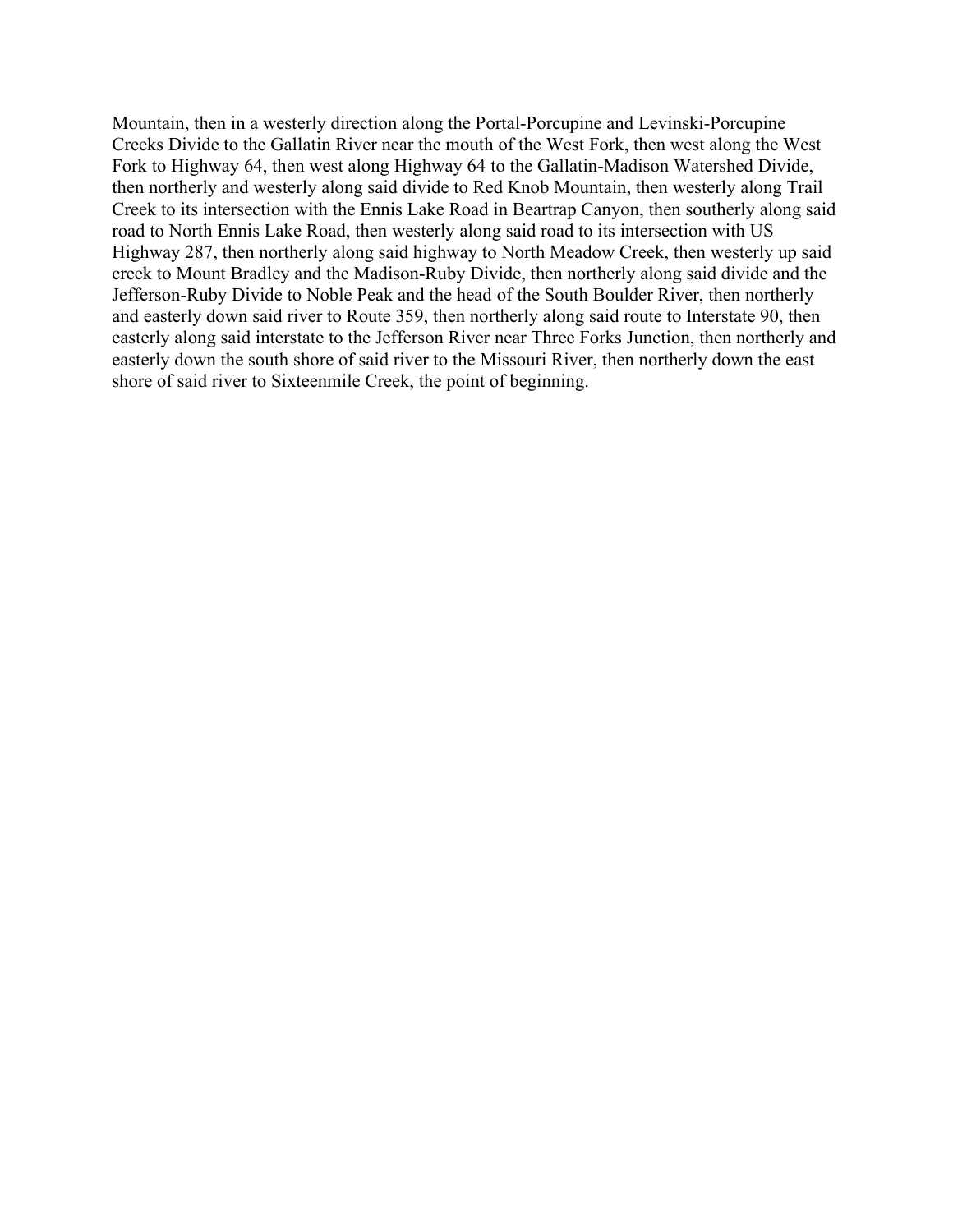Mountain, then in a westerly direction along the Portal-Porcupine and Levinski-Porcupine Creeks Divide to the Gallatin River near the mouth of the West Fork, then west along the West Fork to Highway 64, then west along Highway 64 to the Gallatin-Madison Watershed Divide, then northerly and westerly along said divide to Red Knob Mountain, then westerly along Trail Creek to its intersection with the Ennis Lake Road in Beartrap Canyon, then southerly along said road to North Ennis Lake Road, then westerly along said road to its intersection with US Highway 287, then northerly along said highway to North Meadow Creek, then westerly up said creek to Mount Bradley and the Madison-Ruby Divide, then northerly along said divide and the Jefferson-Ruby Divide to Noble Peak and the head of the South Boulder River, then northerly and easterly down said river to Route 359, then northerly along said route to Interstate 90, then easterly along said interstate to the Jefferson River near Three Forks Junction, then northerly and easterly down the south shore of said river to the Missouri River, then northerly down the east shore of said river to Sixteenmile Creek, the point of beginning.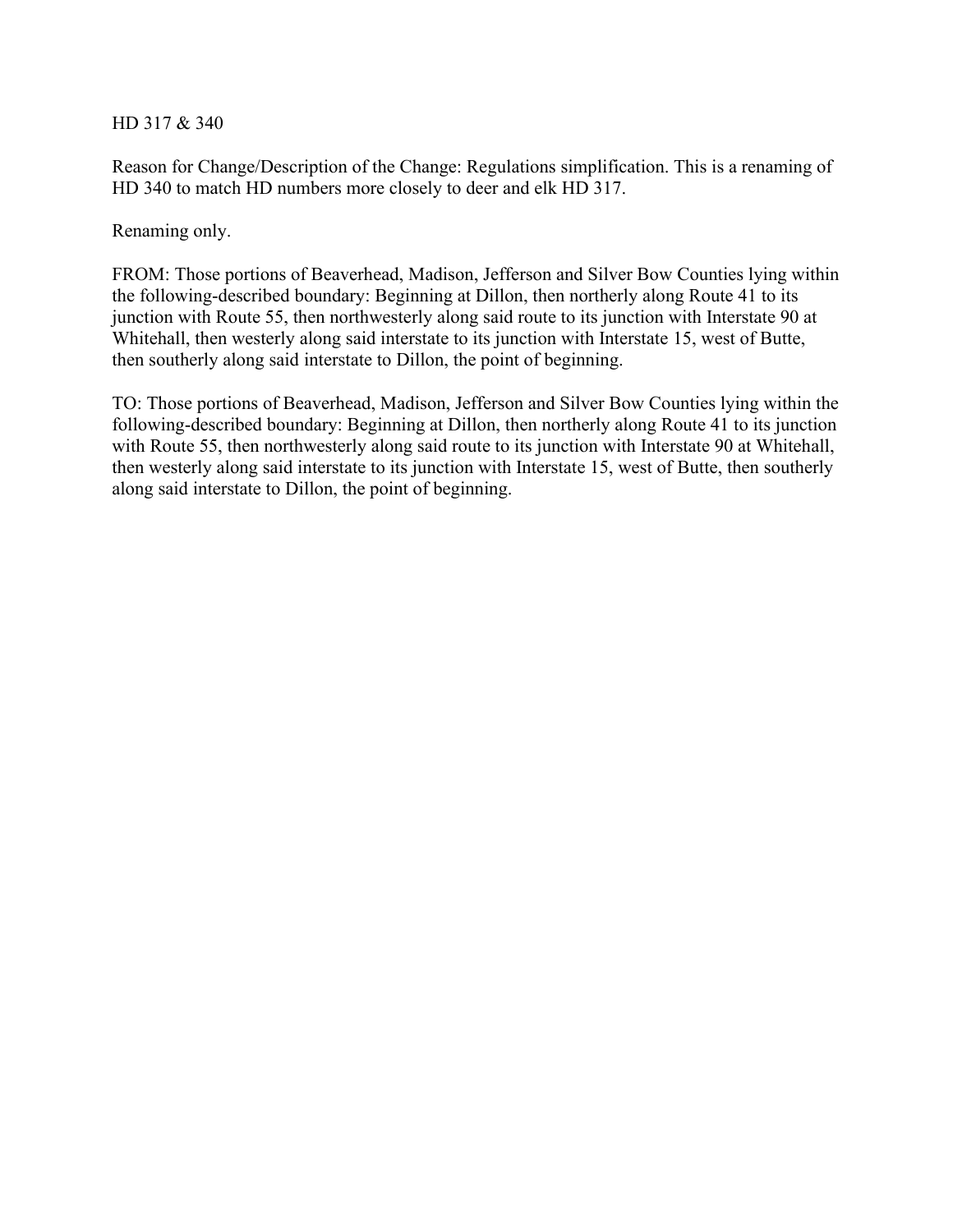HD 317 & 340

Reason for Change/Description of the Change: Regulations simplification. This is a renaming of HD 340 to match HD numbers more closely to deer and elk HD 317.

Renaming only.

FROM: Those portions of Beaverhead, Madison, Jefferson and Silver Bow Counties lying within the following-described boundary: Beginning at Dillon, then northerly along Route 41 to its junction with Route 55, then northwesterly along said route to its junction with Interstate 90 at Whitehall, then westerly along said interstate to its junction with Interstate 15, west of Butte, then southerly along said interstate to Dillon, the point of beginning.

TO: Those portions of Beaverhead, Madison, Jefferson and Silver Bow Counties lying within the following-described boundary: Beginning at Dillon, then northerly along Route 41 to its junction with Route 55, then northwesterly along said route to its junction with Interstate 90 at Whitehall, then westerly along said interstate to its junction with Interstate 15, west of Butte, then southerly along said interstate to Dillon, the point of beginning.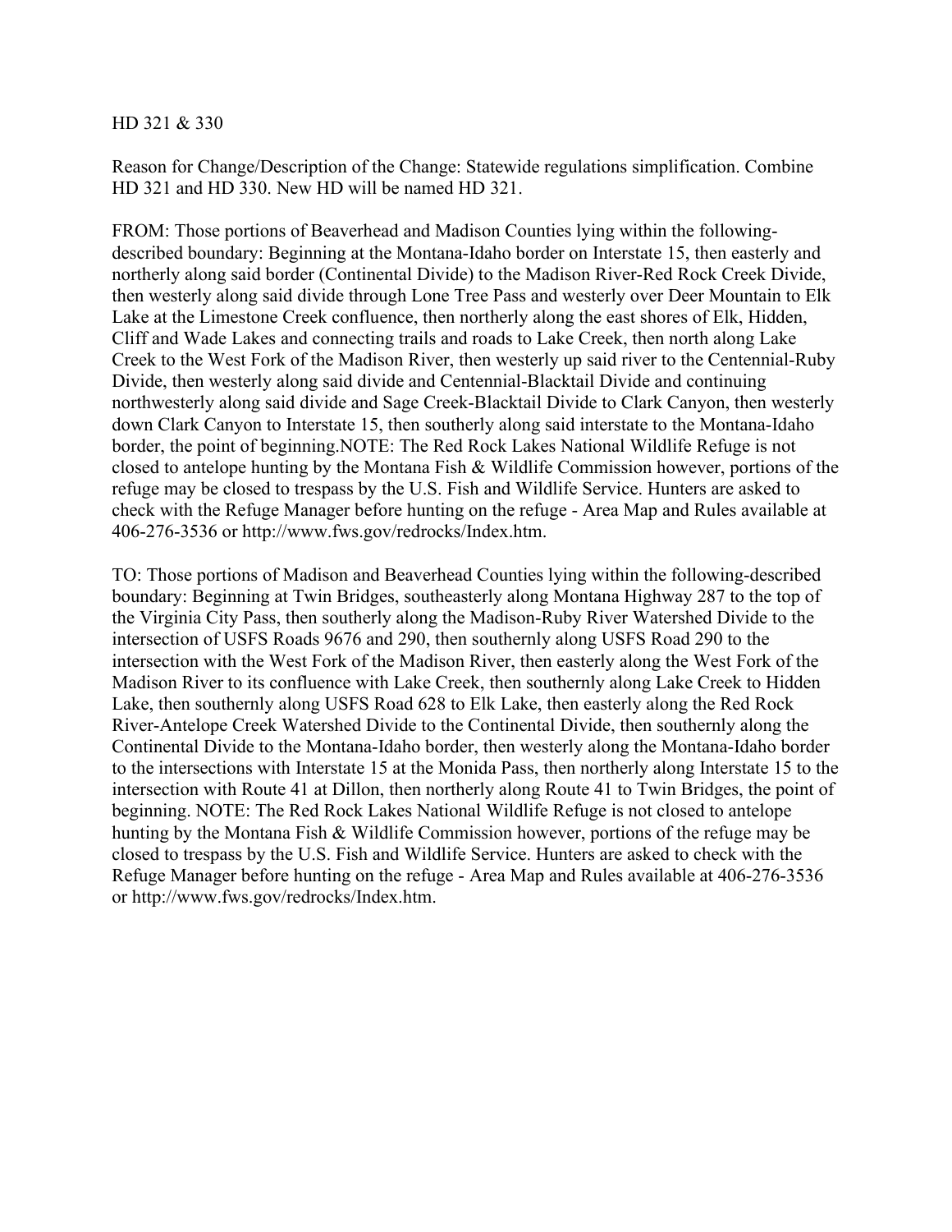HD 321 & 330

Reason for Change/Description of the Change: Statewide regulations simplification. Combine HD 321 and HD 330. New HD will be named HD 321.

FROM: Those portions of Beaverhead and Madison Counties lying within the following-described boundary: Beginning at the Montana-Idaho border on Interstate 15, then easterly and northerly along said border (Continental Divide) to the Madison River-Red Rock Creek Divide, then westerly along said divide through Lone Tree Pass and westerly over Deer Mountain to Elk Lake at the Limestone Creek confluence, then northerly along the east shores of Elk, Hidden, Cliff and Wade Lakes and connecting trails and roads to Lake Creek, then north along Lake Creek to the West Fork of the Madison River, then westerly up said river to the Centennial-Ruby Divide, then westerly along said divide and Centennial-Blacktail Divide and continuing northwesterly along said divide and Sage Creek-Blacktail Divide to Clark Canyon, then westerly down Clark Canyon to Interstate 15, then southerly along said interstate to the Montana-Idaho border, the point of beginning.NOTE: The Red Rock Lakes National Wildlife Refuge is not closed to antelope hunting by the Montana Fish & Wildlife Commission however, portions of the refuge may be closed to trespass by the U.S. Fish and Wildlife Service. Hunters are asked to check with the Refuge Manager before hunting on the refuge - Area Map and Rules available at 406-276-3536 or http://www.fws.gov/redrocks/Index.htm.

TO: Those portions of Madison and Beaverhead Counties lying within the following-described boundary: Beginning at Twin Bridges, southeasterly along Montana Highway 287 to the top of the Virginia City Pass, then southerly along the Madison-Ruby River Watershed Divide to the intersection of USFS Roads 9676 and 290, then southernly along USFS Road 290 to the intersection with the West Fork of the Madison River, then easterly along the West Fork of the Madison River to its confluence with Lake Creek, then southernly along Lake Creek to Hidden Lake, then southernly along USFS Road 628 to Elk Lake, then easterly along the Red Rock River-Antelope Creek Watershed Divide to the Continental Divide, then southernly along the Continental Divide to the Montana-Idaho border, then westerly along the Montana-Idaho border to the intersections with Interstate 15 at the Monida Pass, then northerly along Interstate 15 to the intersection with Route 41 at Dillon, then northerly along Route 41 to Twin Bridges, the point of beginning. NOTE: The Red Rock Lakes National Wildlife Refuge is not closed to antelope hunting by the Montana Fish & Wildlife Commission however, portions of the refuge may be closed to trespass by the U.S. Fish and Wildlife Service. Hunters are asked to check with the Refuge Manager before hunting on the refuge - Area Map and Rules available at 406-276-3536 or http://www.fws.gov/redrocks/Index.htm.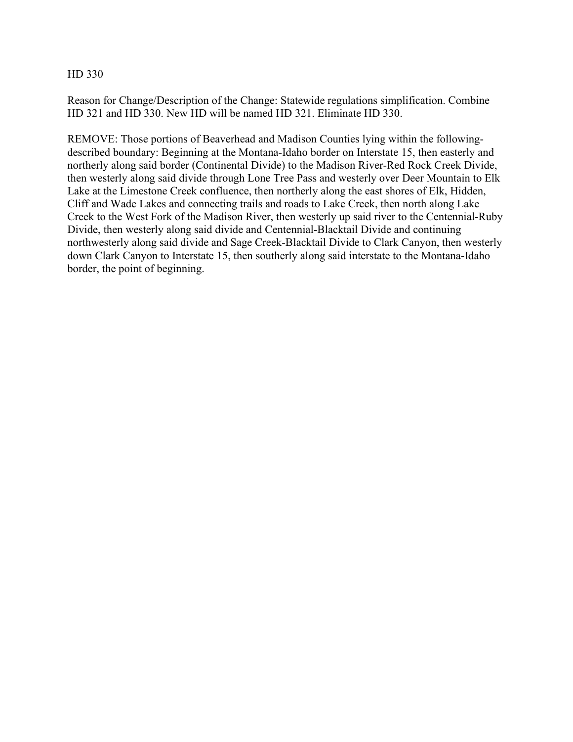HD 330

Reason for Change/Description of the Change: Statewide regulations simplification. Combine HD 321 and HD 330. New HD will be named HD 321. Eliminate HD 330.

REMOVE: Those portions of Beaverhead and Madison Counties lying within the following-described boundary: Beginning at the Montana-Idaho border on Interstate 15, then easterly and northerly along said border (Continental Divide) to the Madison River-Red Rock Creek Divide, then westerly along said divide through Lone Tree Pass and westerly over Deer Mountain to Elk Lake at the Limestone Creek confluence, then northerly along the east shores of Elk, Hidden, Cliff and Wade Lakes and connecting trails and roads to Lake Creek, then north along Lake Creek to the West Fork of the Madison River, then westerly up said river to the Centennial-Ruby Divide, then westerly along said divide and Centennial-Blacktail Divide and continuing northwesterly along said divide and Sage Creek-Blacktail Divide to Clark Canyon, then westerly down Clark Canyon to Interstate 15, then southerly along said interstate to the Montana-Idaho border, the point of beginning.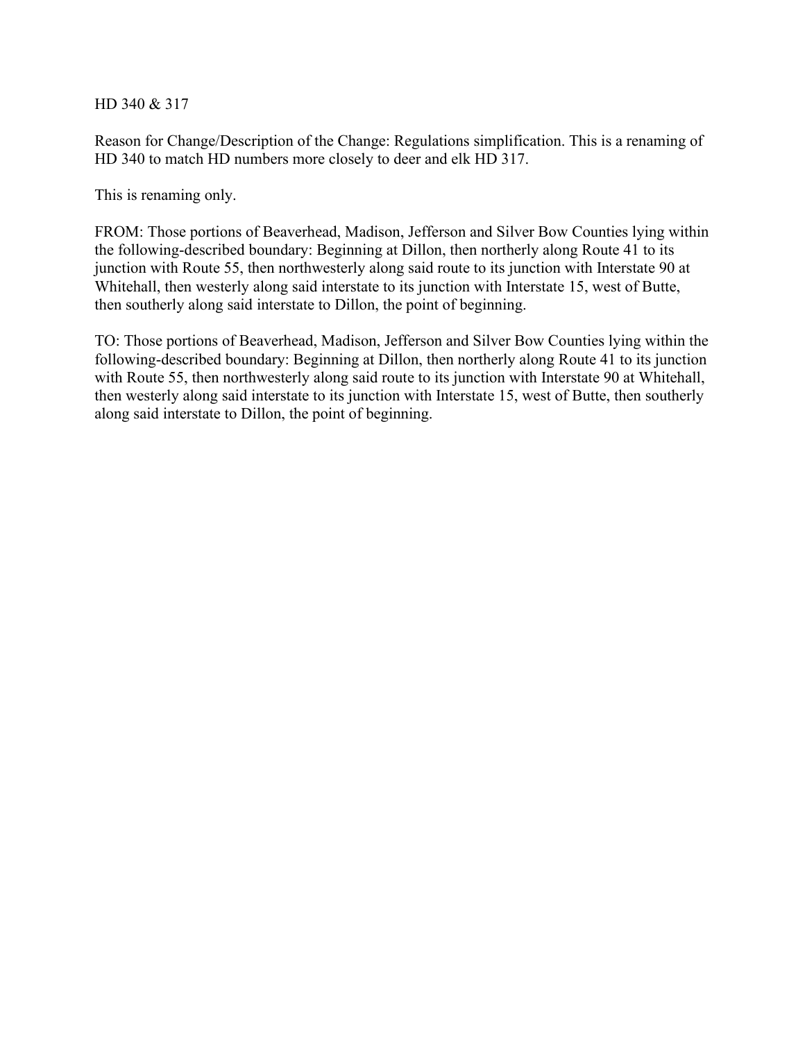HD 340 & 317

Reason for Change/Description of the Change: Regulations simplification. This is a renaming of HD 340 to match HD numbers more closely to deer and elk HD 317.

This is renaming only.

FROM: Those portions of Beaverhead, Madison, Jefferson and Silver Bow Counties lying within the following-described boundary: Beginning at Dillon, then northerly along Route 41 to its junction with Route 55, then northwesterly along said route to its junction with Interstate 90 at Whitehall, then westerly along said interstate to its junction with Interstate 15, west of Butte, then southerly along said interstate to Dillon, the point of beginning.

TO: Those portions of Beaverhead, Madison, Jefferson and Silver Bow Counties lying within the following-described boundary: Beginning at Dillon, then northerly along Route 41 to its junction with Route 55, then northwesterly along said route to its junction with Interstate 90 at Whitehall, then westerly along said interstate to its junction with Interstate 15, west of Butte, then southerly along said interstate to Dillon, the point of beginning.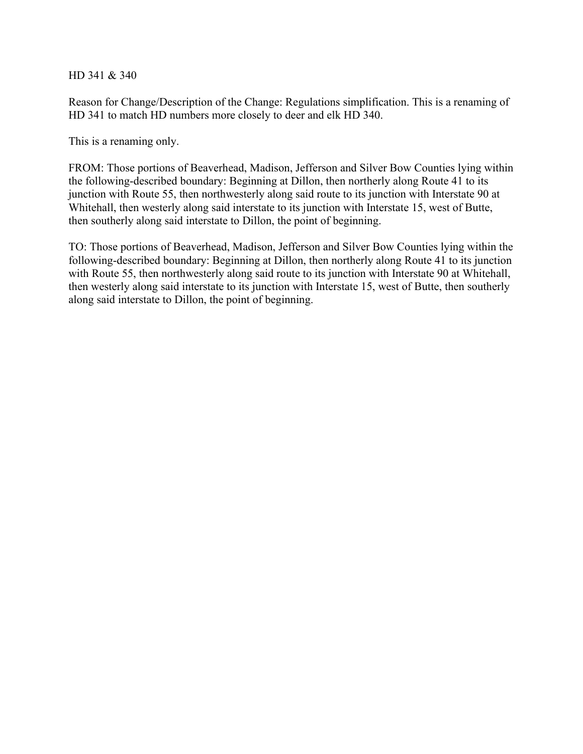HD 341 & 340

Reason for Change/Description of the Change: Regulations simplification. This is a renaming of HD 341 to match HD numbers more closely to deer and elk HD 340.

This is a renaming only.

FROM: Those portions of Beaverhead, Madison, Jefferson and Silver Bow Counties lying within the following-described boundary: Beginning at Dillon, then northerly along Route 41 to its junction with Route 55, then northwesterly along said route to its junction with Interstate 90 at Whitehall, then westerly along said interstate to its junction with Interstate 15, west of Butte, then southerly along said interstate to Dillon, the point of beginning.

TO: Those portions of Beaverhead, Madison, Jefferson and Silver Bow Counties lying within the following-described boundary: Beginning at Dillon, then northerly along Route 41 to its junction with Route 55, then northwesterly along said route to its junction with Interstate 90 at Whitehall, then westerly along said interstate to its junction with Interstate 15, west of Butte, then southerly along said interstate to Dillon, the point of beginning.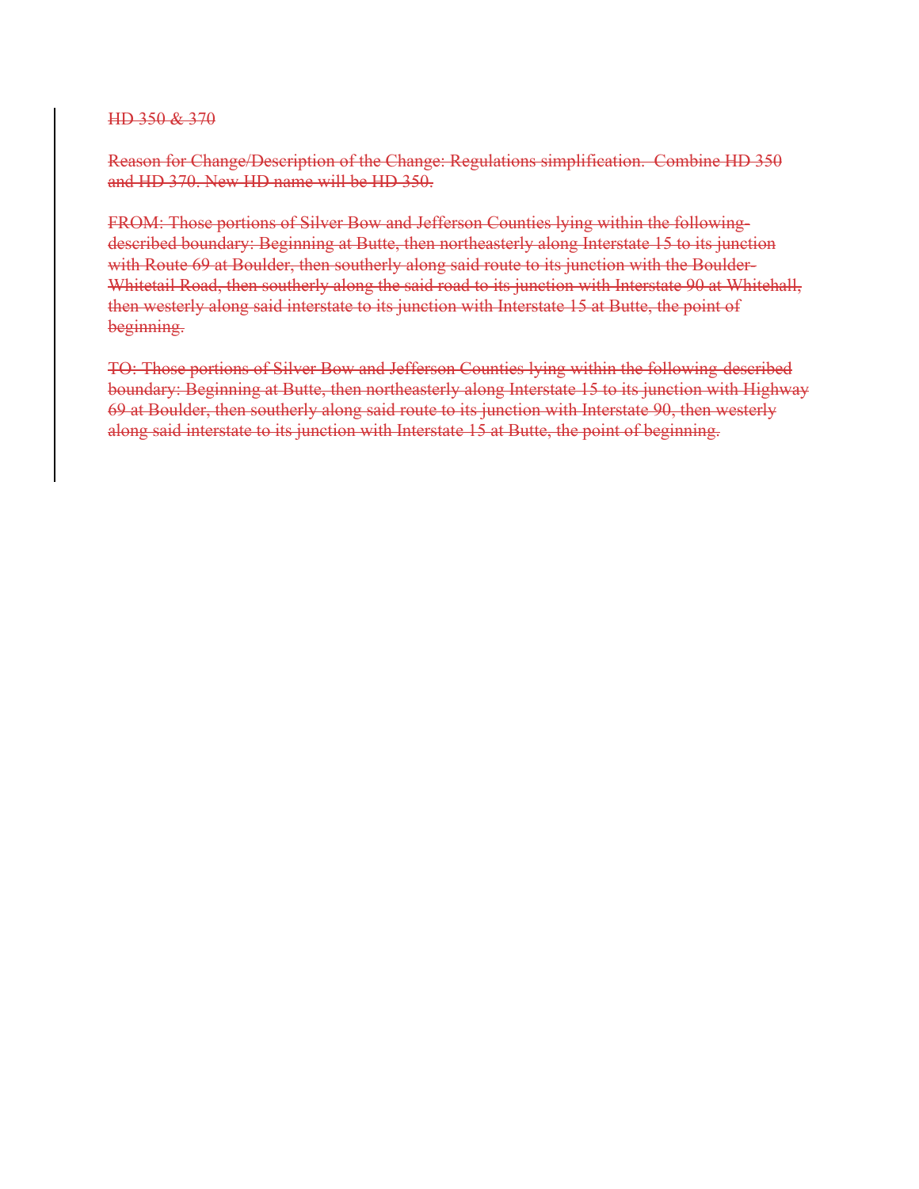~~HD 350 & 370~~

~~Reason for Change/Description of the Change: Regulations simplification. Combine HD 350 and HD 370. New HD name will be HD 350.~~

~~FROM: Those portions of Silver Bow and Jefferson Counties lying within the following-described boundary: Beginning at Butte, then northeasterly along Interstate 15 to its junction with Route 69 at Boulder, then southerly along said route to its junction with the Boulder-Whitetail Road, then southerly along the said road to its junction with Interstate 90 at Whitehall, then westerly along said interstate to its junction with Interstate 15 at Butte, the point of beginning.~~

~~TO: Those portions of Silver Bow and Jefferson Counties lying within the following described boundary: Beginning at Butte, then northeasterly along Interstate 15 to its junction with Highway 69 at Boulder, then southerly along said route to its junction with Interstate 90, then westerly along said interstate to its junction with Interstate 15 at Butte, the point of beginning.~~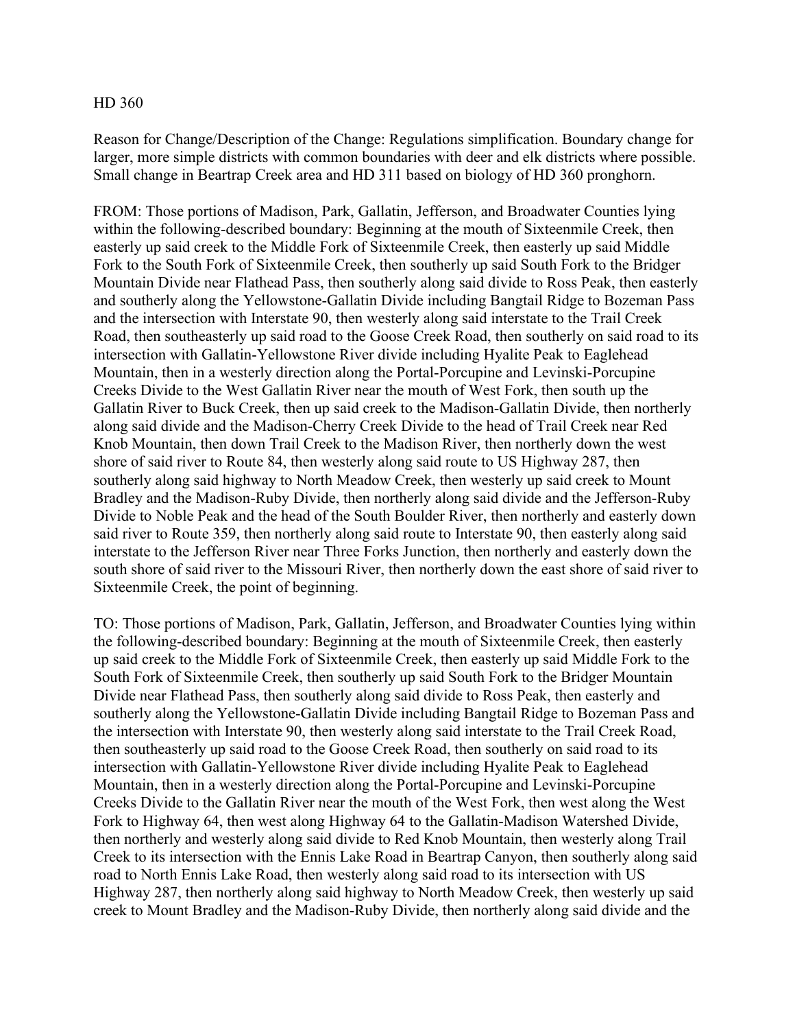HD 360

Reason for Change/Description of the Change: Regulations simplification. Boundary change for larger, more simple districts with common boundaries with deer and elk districts where possible. Small change in Beartrap Creek area and HD 311 based on biology of HD 360 pronghorn.

FROM: Those portions of Madison, Park, Gallatin, Jefferson, and Broadwater Counties lying within the following-described boundary: Beginning at the mouth of Sixteenmile Creek, then easterly up said creek to the Middle Fork of Sixteenmile Creek, then easterly up said Middle Fork to the South Fork of Sixteenmile Creek, then southerly up said South Fork to the Bridger Mountain Divide near Flathead Pass, then southerly along said divide to Ross Peak, then easterly and southerly along the Yellowstone-Gallatin Divide including Bangtail Ridge to Bozeman Pass and the intersection with Interstate 90, then westerly along said interstate to the Trail Creek Road, then southeasterly up said road to the Goose Creek Road, then southerly on said road to its intersection with Gallatin-Yellowstone River divide including Hyalite Peak to Eaglehead Mountain, then in a westerly direction along the Portal-Porcupine and Levinski-Porcupine Creeks Divide to the West Gallatin River near the mouth of West Fork, then south up the Gallatin River to Buck Creek, then up said creek to the Madison-Gallatin Divide, then northerly along said divide and the Madison-Cherry Creek Divide to the head of Trail Creek near Red Knob Mountain, then down Trail Creek to the Madison River, then northerly down the west shore of said river to Route 84, then westerly along said route to US Highway 287, then southerly along said highway to North Meadow Creek, then westerly up said creek to Mount Bradley and the Madison-Ruby Divide, then northerly along said divide and the Jefferson-Ruby Divide to Noble Peak and the head of the South Boulder River, then northerly and easterly down said river to Route 359, then northerly along said route to Interstate 90, then easterly along said interstate to the Jefferson River near Three Forks Junction, then northerly and easterly down the south shore of said river to the Missouri River, then northerly down the east shore of said river to Sixteenmile Creek, the point of beginning.

TO: Those portions of Madison, Park, Gallatin, Jefferson, and Broadwater Counties lying within the following-described boundary: Beginning at the mouth of Sixteenmile Creek, then easterly up said creek to the Middle Fork of Sixteenmile Creek, then easterly up said Middle Fork to the South Fork of Sixteenmile Creek, then southerly up said South Fork to the Bridger Mountain Divide near Flathead Pass, then southerly along said divide to Ross Peak, then easterly and southerly along the Yellowstone-Gallatin Divide including Bangtail Ridge to Bozeman Pass and the intersection with Interstate 90, then westerly along said interstate to the Trail Creek Road, then southeasterly up said road to the Goose Creek Road, then southerly on said road to its intersection with Gallatin-Yellowstone River divide including Hyalite Peak to Eaglehead Mountain, then in a westerly direction along the Portal-Porcupine and Levinski-Porcupine Creeks Divide to the Gallatin River near the mouth of the West Fork, then west along the West Fork to Highway 64, then west along Highway 64 to the Gallatin-Madison Watershed Divide, then northerly and westerly along said divide to Red Knob Mountain, then westerly along Trail Creek to its intersection with the Ennis Lake Road in Beartrap Canyon, then southerly along said road to North Ennis Lake Road, then westerly along said road to its intersection with US Highway 287, then northerly along said highway to North Meadow Creek, then westerly up said creek to Mount Bradley and the Madison-Ruby Divide, then northerly along said divide and the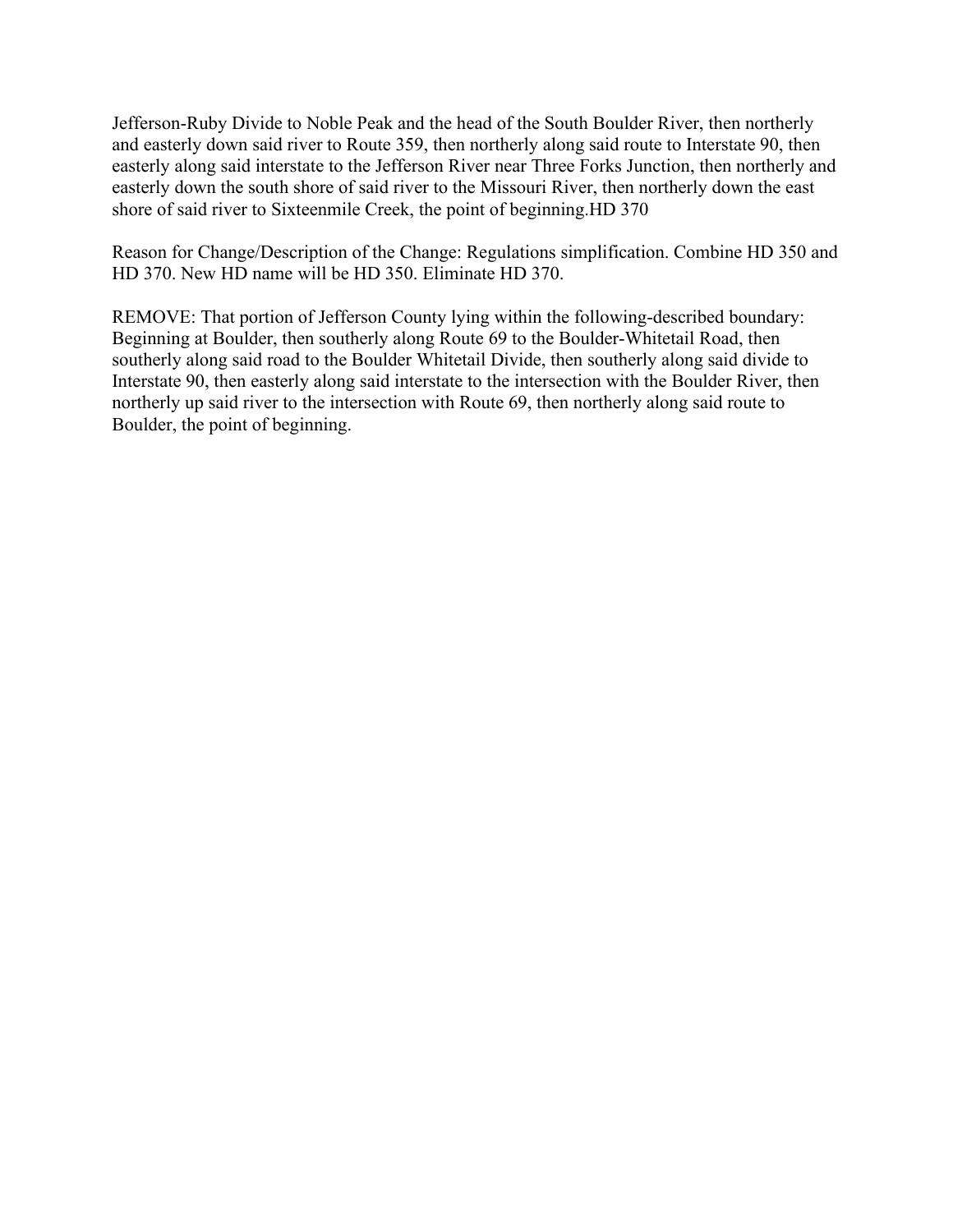Jefferson-Ruby Divide to Noble Peak and the head of the South Boulder River, then northerly and easterly down said river to Route 359, then northerly along said route to Interstate 90, then easterly along said interstate to the Jefferson River near Three Forks Junction, then northerly and easterly down the south shore of said river to the Missouri River, then northerly down the east shore of said river to Sixteenmile Creek, the point of beginning.HD 370

Reason for Change/Description of the Change: Regulations simplification. Combine HD 350 and HD 370. New HD name will be HD 350. Eliminate HD 370.

REMOVE: That portion of Jefferson County lying within the following-described boundary: Beginning at Boulder, then southerly along Route 69 to the Boulder-Whitetail Road, then southerly along said road to the Boulder Whitetail Divide, then southerly along said divide to Interstate 90, then easterly along said interstate to the intersection with the Boulder River, then northerly up said river to the intersection with Route 69, then northerly along said route to Boulder, the point of beginning.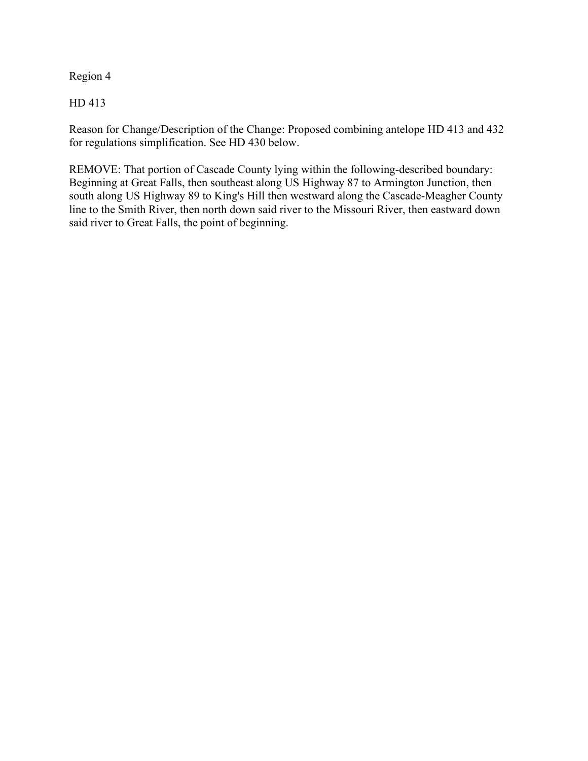Region 4

HD 413

Reason for Change/Description of the Change: Proposed combining antelope HD 413 and 432 for regulations simplification. See HD 430 below.

REMOVE: That portion of Cascade County lying within the following-described boundary: Beginning at Great Falls, then southeast along US Highway 87 to Armington Junction, then south along US Highway 89 to King's Hill then westward along the Cascade-Meagher County line to the Smith River, then north down said river to the Missouri River, then eastward down said river to Great Falls, the point of beginning.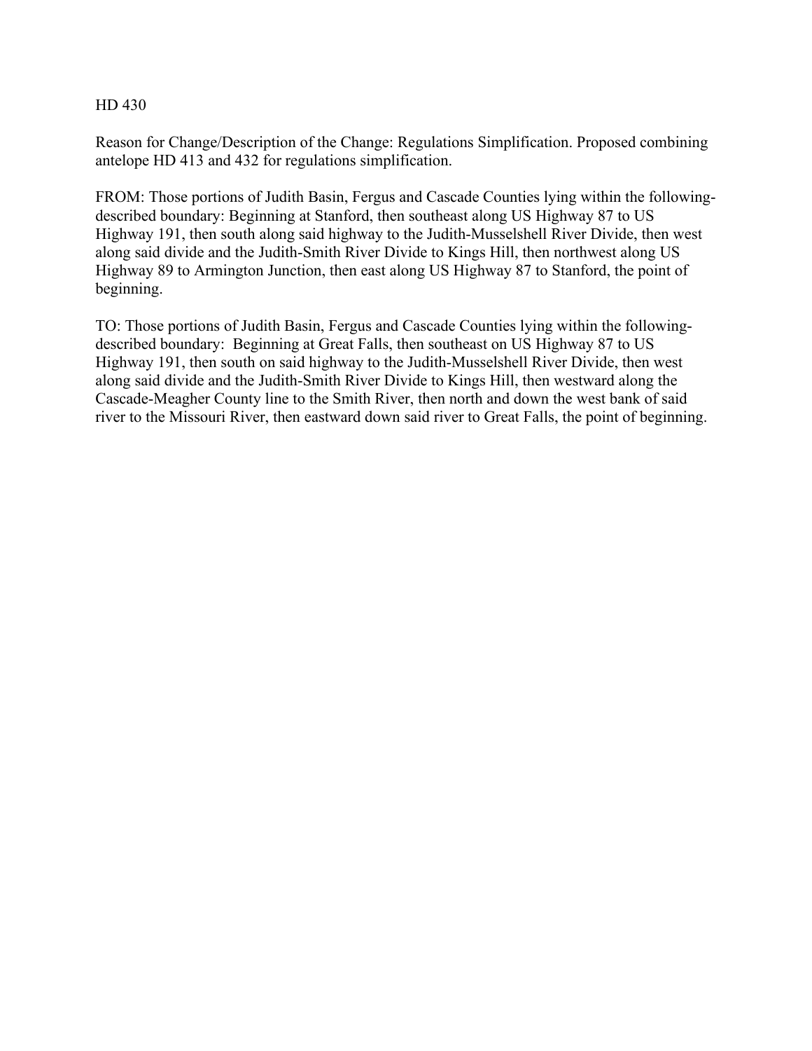HD 430

Reason for Change/Description of the Change: Regulations Simplification. Proposed combining antelope HD 413 and 432 for regulations simplification.

FROM: Those portions of Judith Basin, Fergus and Cascade Counties lying within the following-described boundary: Beginning at Stanford, then southeast along US Highway 87 to US Highway 191, then south along said highway to the Judith-Musselshell River Divide, then west along said divide and the Judith-Smith River Divide to Kings Hill, then northwest along US Highway 89 to Armington Junction, then east along US Highway 87 to Stanford, the point of beginning.

TO: Those portions of Judith Basin, Fergus and Cascade Counties lying within the following-described boundary: Beginning at Great Falls, then southeast on US Highway 87 to US Highway 191, then south on said highway to the Judith-Musselshell River Divide, then west along said divide and the Judith-Smith River Divide to Kings Hill, then westward along the Cascade-Meagher County line to the Smith River, then north and down the west bank of said river to the Missouri River, then eastward down said river to Great Falls, the point of beginning.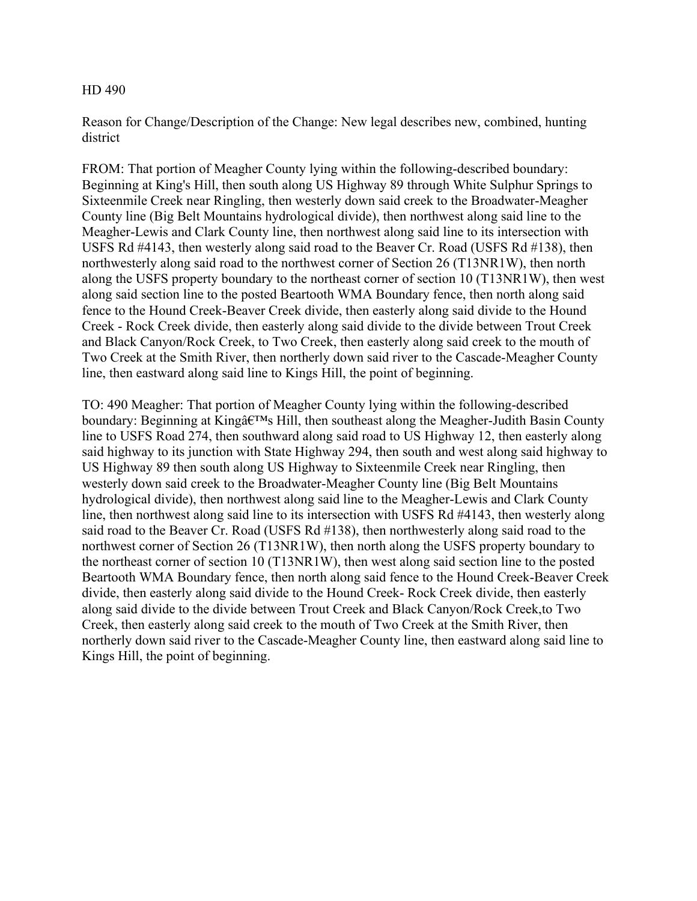HD 490

Reason for Change/Description of the Change: New legal describes new, combined, hunting district

FROM: That portion of Meagher County lying within the following-described boundary: Beginning at King's Hill, then south along US Highway 89 through White Sulphur Springs to Sixteenmile Creek near Ringling, then westerly down said creek to the Broadwater-Meagher County line (Big Belt Mountains hydrological divide), then northwest along said line to the Meagher-Lewis and Clark County line, then northwest along said line to its intersection with USFS Rd #4143, then westerly along said road to the Beaver Cr. Road (USFS Rd #138), then northwesterly along said road to the northwest corner of Section 26 (T13NR1W), then north along the USFS property boundary to the northeast corner of section 10 (T13NR1W), then west along said section line to the posted Beartooth WMA Boundary fence, then north along said fence to the Hound Creek-Beaver Creek divide, then easterly along said divide to the Hound Creek - Rock Creek divide, then easterly along said divide to the divide between Trout Creek and Black Canyon/Rock Creek, to Two Creek, then easterly along said creek to the mouth of Two Creek at the Smith River, then northerly down said river to the Cascade-Meagher County line, then eastward along said line to Kings Hill, the point of beginning.

TO: 490 Meagher: That portion of Meagher County lying within the following-described boundary: Beginning at Kingâ€™s Hill, then southeast along the Meagher-Judith Basin County line to USFS Road 274, then southward along said road to US Highway 12, then easterly along said highway to its junction with State Highway 294, then south and west along said highway to US Highway 89 then south along US Highway to Sixteenmile Creek near Ringling, then westerly down said creek to the Broadwater-Meagher County line (Big Belt Mountains hydrological divide), then northwest along said line to the Meagher-Lewis and Clark County line, then northwest along said line to its intersection with USFS Rd #4143, then westerly along said road to the Beaver Cr. Road (USFS Rd #138), then northwesterly along said road to the northwest corner of Section 26 (T13NR1W), then north along the USFS property boundary to the northeast corner of section 10 (T13NR1W), then west along said section line to the posted Beartooth WMA Boundary fence, then north along said fence to the Hound Creek-Beaver Creek divide, then easterly along said divide to the Hound Creek- Rock Creek divide, then easterly along said divide to the divide between Trout Creek and Black Canyon/Rock Creek,to Two Creek, then easterly along said creek to the mouth of Two Creek at the Smith River, then northerly down said river to the Cascade-Meagher County line, then eastward along said line to Kings Hill, the point of beginning.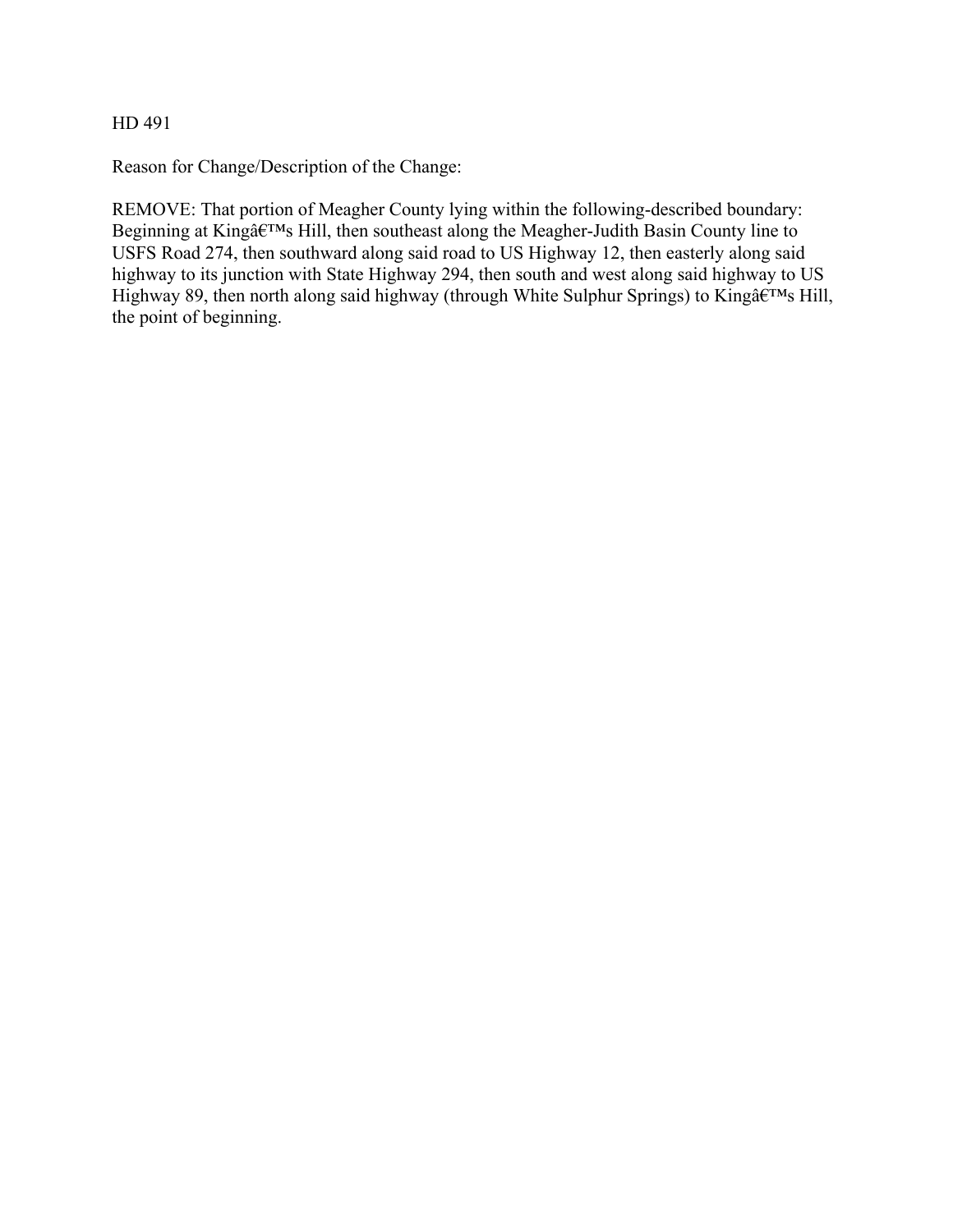HD 491

Reason for Change/Description of the Change:

REMOVE: That portion of Meagher County lying within the following-described boundary: Beginning at Kingâ€™s Hill, then southeast along the Meagher-Judith Basin County line to USFS Road 274, then southward along said road to US Highway 12, then easterly along said highway to its junction with State Highway 294, then south and west along said highway to US Highway 89, then north along said highway (through White Sulphur Springs) to Kingâ€™s Hill, the point of beginning.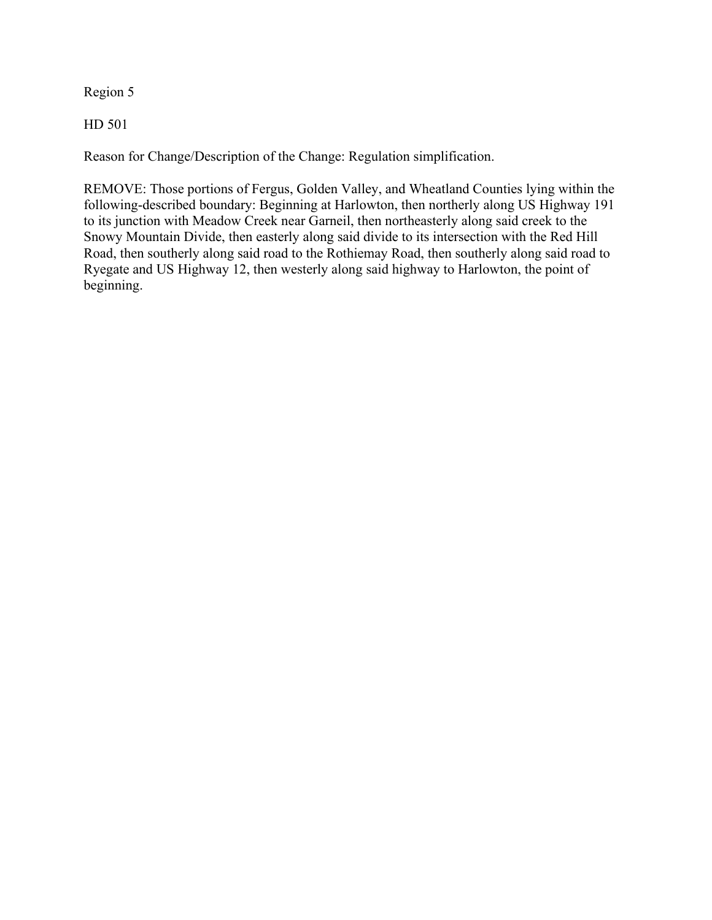Region 5

HD 501

Reason for Change/Description of the Change: Regulation simplification.

REMOVE: Those portions of Fergus, Golden Valley, and Wheatland Counties lying within the following-described boundary: Beginning at Harlowton, then northerly along US Highway 191 to its junction with Meadow Creek near Garneil, then northeasterly along said creek to the Snowy Mountain Divide, then easterly along said divide to its intersection with the Red Hill Road, then southerly along said road to the Rothiemay Road, then southerly along said road to Ryegate and US Highway 12, then westerly along said highway to Harlowton, the point of beginning.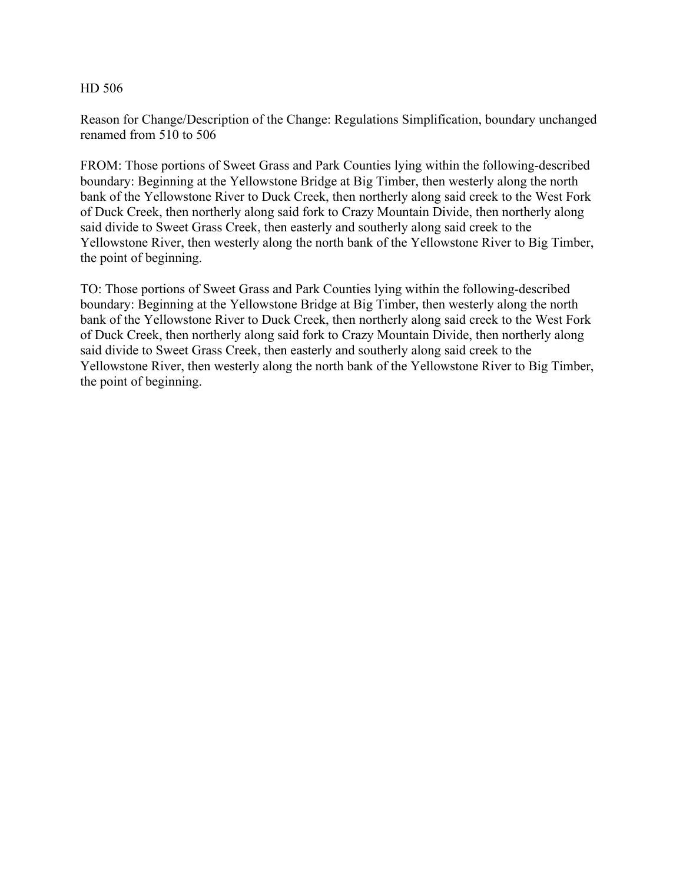HD 506

Reason for Change/Description of the Change: Regulations Simplification, boundary unchanged renamed from 510 to 506

FROM: Those portions of Sweet Grass and Park Counties lying within the following-described boundary: Beginning at the Yellowstone Bridge at Big Timber, then westerly along the north bank of the Yellowstone River to Duck Creek, then northerly along said creek to the West Fork of Duck Creek, then northerly along said fork to Crazy Mountain Divide, then northerly along said divide to Sweet Grass Creek, then easterly and southerly along said creek to the Yellowstone River, then westerly along the north bank of the Yellowstone River to Big Timber, the point of beginning.

TO: Those portions of Sweet Grass and Park Counties lying within the following-described boundary: Beginning at the Yellowstone Bridge at Big Timber, then westerly along the north bank of the Yellowstone River to Duck Creek, then northerly along said creek to the West Fork of Duck Creek, then northerly along said fork to Crazy Mountain Divide, then northerly along said divide to Sweet Grass Creek, then easterly and southerly along said creek to the Yellowstone River, then westerly along the north bank of the Yellowstone River to Big Timber, the point of beginning.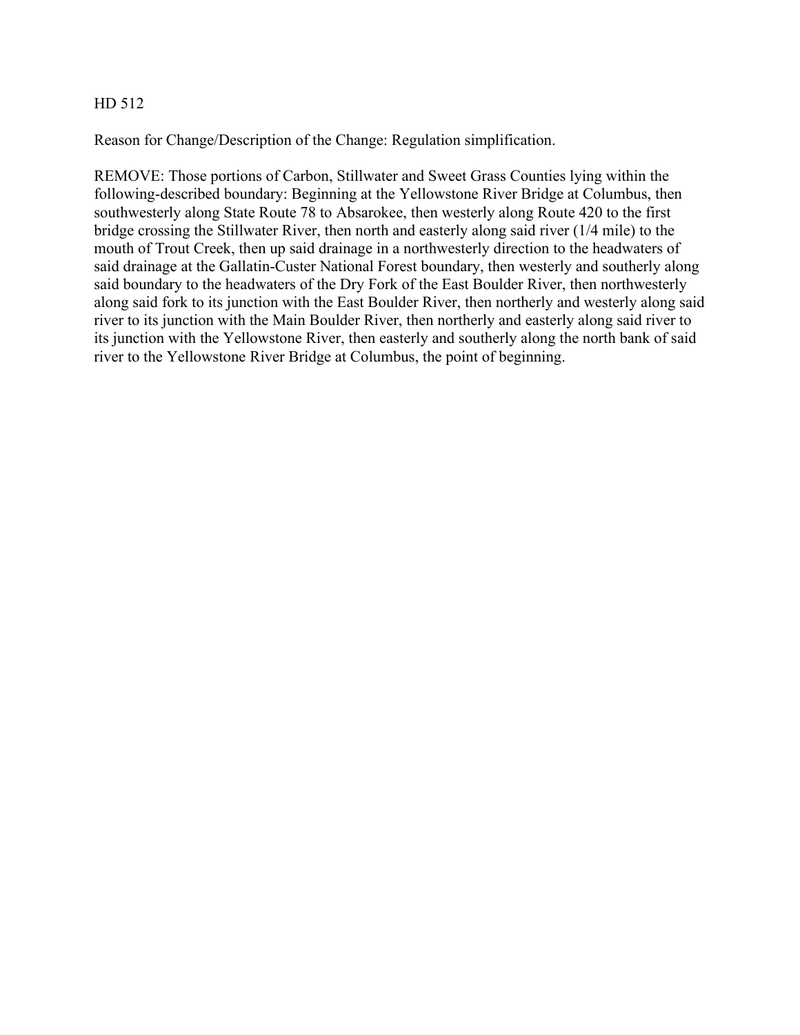HD 512

Reason for Change/Description of the Change: Regulation simplification.

REMOVE: Those portions of Carbon, Stillwater and Sweet Grass Counties lying within the following-described boundary: Beginning at the Yellowstone River Bridge at Columbus, then southwesterly along State Route 78 to Absarokee, then westerly along Route 420 to the first bridge crossing the Stillwater River, then north and easterly along said river (1/4 mile) to the mouth of Trout Creek, then up said drainage in a northwesterly direction to the headwaters of said drainage at the Gallatin-Custer National Forest boundary, then westerly and southerly along said boundary to the headwaters of the Dry Fork of the East Boulder River, then northwesterly along said fork to its junction with the East Boulder River, then northerly and westerly along said river to its junction with the Main Boulder River, then northerly and easterly along said river to its junction with the Yellowstone River, then easterly and southerly along the north bank of said river to the Yellowstone River Bridge at Columbus, the point of beginning.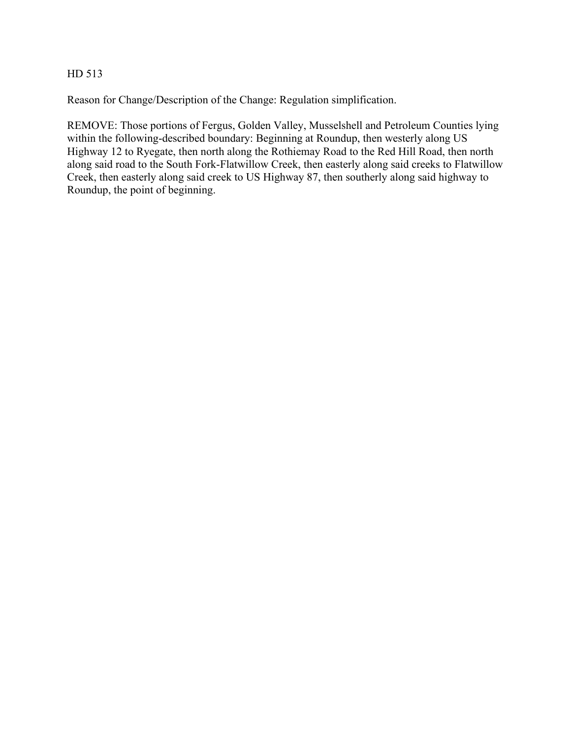HD 513

Reason for Change/Description of the Change: Regulation simplification.

REMOVE: Those portions of Fergus, Golden Valley, Musselshell and Petroleum Counties lying within the following-described boundary: Beginning at Roundup, then westerly along US Highway 12 to Ryegate, then north along the Rothiemay Road to the Red Hill Road, then north along said road to the South Fork-Flatwillow Creek, then easterly along said creeks to Flatwillow Creek, then easterly along said creek to US Highway 87, then southerly along said highway to Roundup, the point of beginning.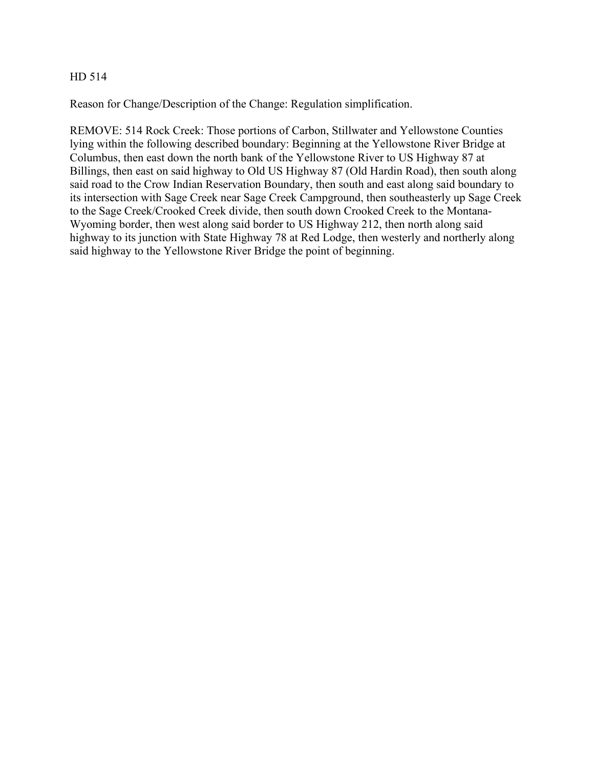HD 514

Reason for Change/Description of the Change: Regulation simplification.

REMOVE: 514 Rock Creek: Those portions of Carbon, Stillwater and Yellowstone Counties lying within the following described boundary: Beginning at the Yellowstone River Bridge at Columbus, then east down the north bank of the Yellowstone River to US Highway 87 at Billings, then east on said highway to Old US Highway 87 (Old Hardin Road), then south along said road to the Crow Indian Reservation Boundary, then south and east along said boundary to its intersection with Sage Creek near Sage Creek Campground, then southeasterly up Sage Creek to the Sage Creek/Crooked Creek divide, then south down Crooked Creek to the Montana-Wyoming border, then west along said border to US Highway 212, then north along said highway to its junction with State Highway 78 at Red Lodge, then westerly and northerly along said highway to the Yellowstone River Bridge the point of beginning.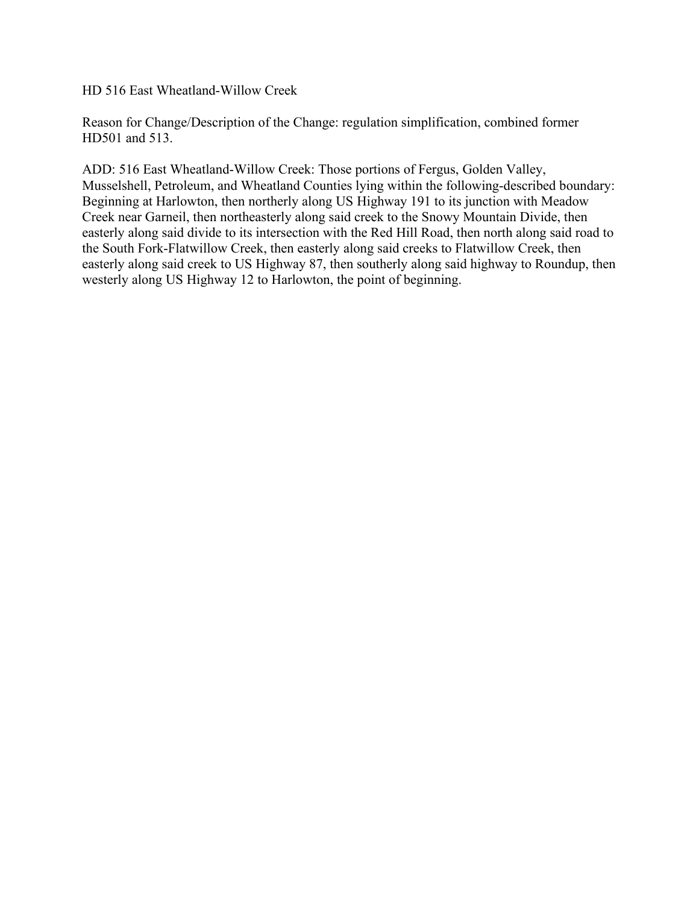HD 516 East Wheatland-Willow Creek

Reason for Change/Description of the Change: regulation simplification, combined former HD501 and 513.

ADD: 516 East Wheatland-Willow Creek: Those portions of Fergus, Golden Valley, Musselshell, Petroleum, and Wheatland Counties lying within the following-described boundary: Beginning at Harlowton, then northerly along US Highway 191 to its junction with Meadow Creek near Garneil, then northeasterly along said creek to the Snowy Mountain Divide, then easterly along said divide to its intersection with the Red Hill Road, then north along said road to the South Fork-Flatwillow Creek, then easterly along said creeks to Flatwillow Creek, then easterly along said creek to US Highway 87, then southerly along said highway to Roundup, then westerly along US Highway 12 to Harlowton, the point of beginning.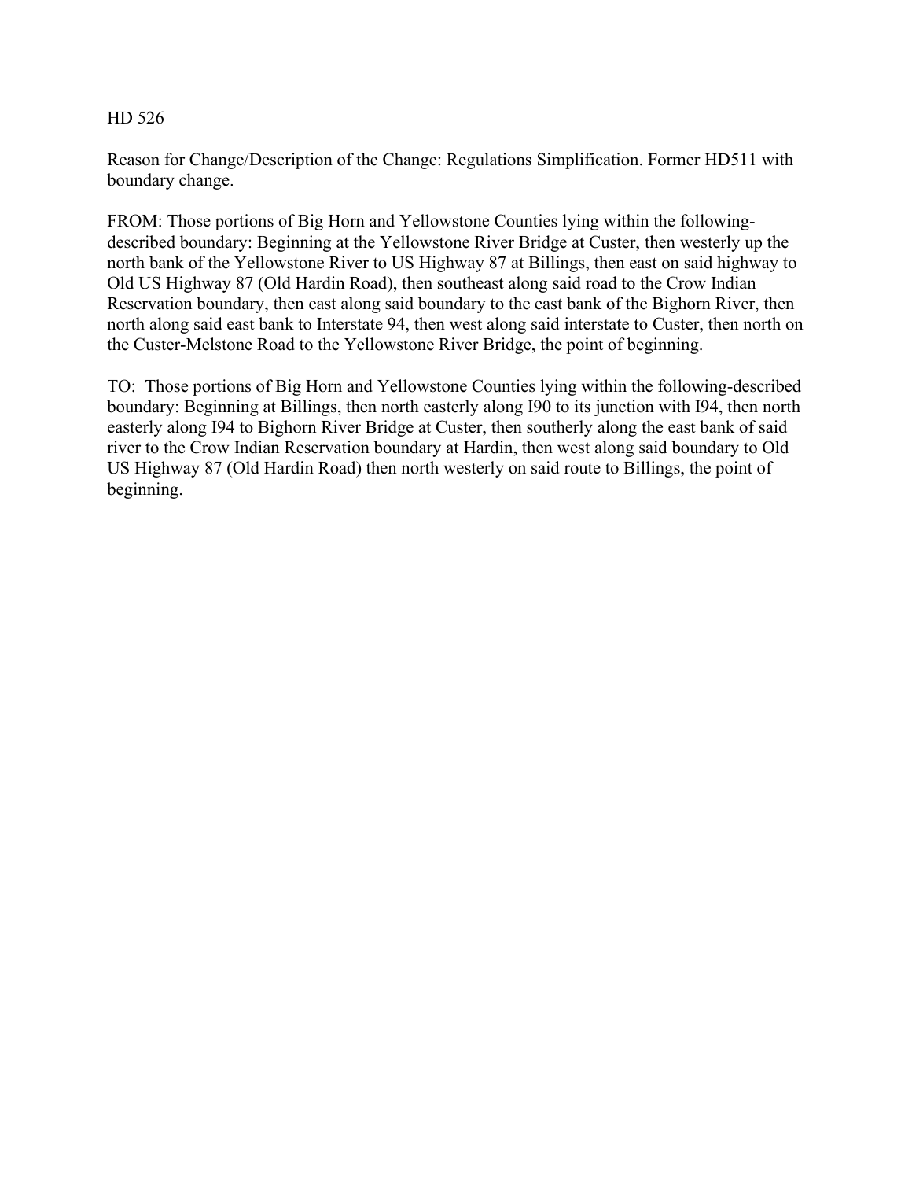HD 526

Reason for Change/Description of the Change: Regulations Simplification. Former HD511 with boundary change.

FROM: Those portions of Big Horn and Yellowstone Counties lying within the following-described boundary: Beginning at the Yellowstone River Bridge at Custer, then westerly up the north bank of the Yellowstone River to US Highway 87 at Billings, then east on said highway to Old US Highway 87 (Old Hardin Road), then southeast along said road to the Crow Indian Reservation boundary, then east along said boundary to the east bank of the Bighorn River, then north along said east bank to Interstate 94, then west along said interstate to Custer, then north on the Custer-Melstone Road to the Yellowstone River Bridge, the point of beginning.

TO: Those portions of Big Horn and Yellowstone Counties lying within the following-described boundary: Beginning at Billings, then north easterly along I90 to its junction with I94, then north easterly along I94 to Bighorn River Bridge at Custer, then southerly along the east bank of said river to the Crow Indian Reservation boundary at Hardin, then west along said boundary to Old US Highway 87 (Old Hardin Road) then north westerly on said route to Billings, the point of beginning.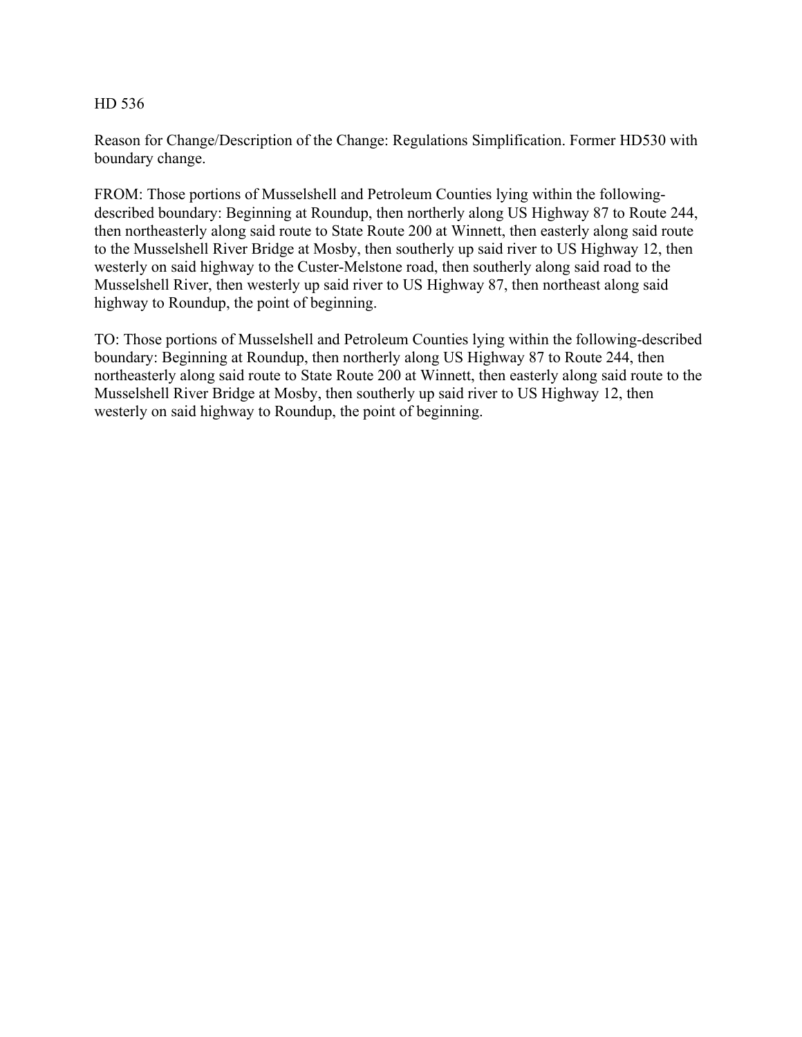HD 536

Reason for Change/Description of the Change: Regulations Simplification. Former HD530 with boundary change.

FROM: Those portions of Musselshell and Petroleum Counties lying within the following-described boundary: Beginning at Roundup, then northerly along US Highway 87 to Route 244, then northeasterly along said route to State Route 200 at Winnett, then easterly along said route to the Musselshell River Bridge at Mosby, then southerly up said river to US Highway 12, then westerly on said highway to the Custer-Melstone road, then southerly along said road to the Musselshell River, then westerly up said river to US Highway 87, then northeast along said highway to Roundup, the point of beginning.

TO: Those portions of Musselshell and Petroleum Counties lying within the following-described boundary: Beginning at Roundup, then northerly along US Highway 87 to Route 244, then northeasterly along said route to State Route 200 at Winnett, then easterly along said route to the Musselshell River Bridge at Mosby, then southerly up said river to US Highway 12, then westerly on said highway to Roundup, the point of beginning.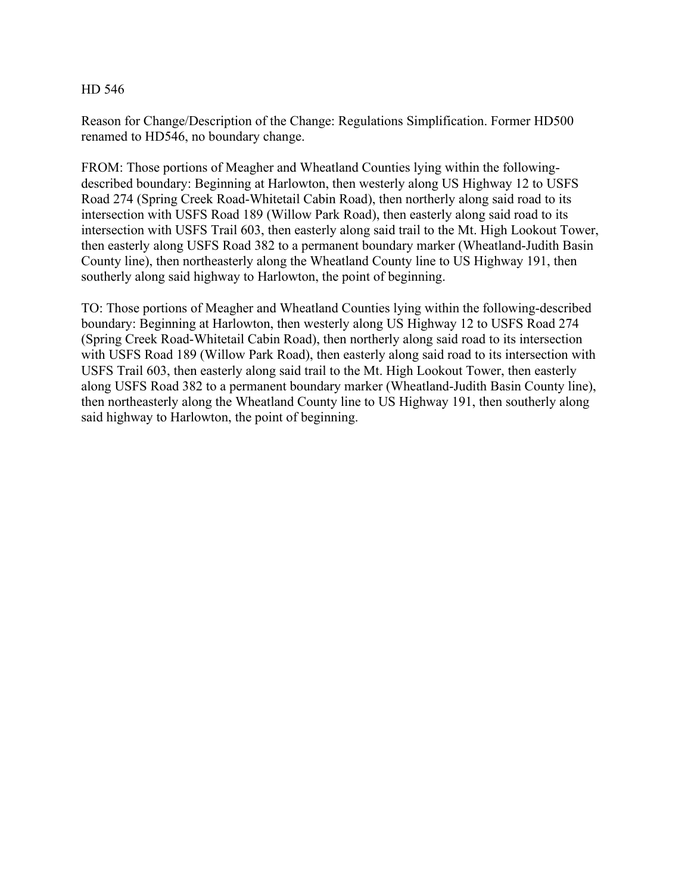HD 546

Reason for Change/Description of the Change: Regulations Simplification. Former HD500 renamed to HD546, no boundary change.

FROM: Those portions of Meagher and Wheatland Counties lying within the following-described boundary: Beginning at Harlowton, then westerly along US Highway 12 to USFS Road 274 (Spring Creek Road-Whitetail Cabin Road), then northerly along said road to its intersection with USFS Road 189 (Willow Park Road), then easterly along said road to its intersection with USFS Trail 603, then easterly along said trail to the Mt. High Lookout Tower, then easterly along USFS Road 382 to a permanent boundary marker (Wheatland-Judith Basin County line), then northeasterly along the Wheatland County line to US Highway 191, then southerly along said highway to Harlowton, the point of beginning.

TO: Those portions of Meagher and Wheatland Counties lying within the following-described boundary: Beginning at Harlowton, then westerly along US Highway 12 to USFS Road 274 (Spring Creek Road-Whitetail Cabin Road), then northerly along said road to its intersection with USFS Road 189 (Willow Park Road), then easterly along said road to its intersection with USFS Trail 603, then easterly along said trail to the Mt. High Lookout Tower, then easterly along USFS Road 382 to a permanent boundary marker (Wheatland-Judith Basin County line), then northeasterly along the Wheatland County line to US Highway 191, then southerly along said highway to Harlowton, the point of beginning.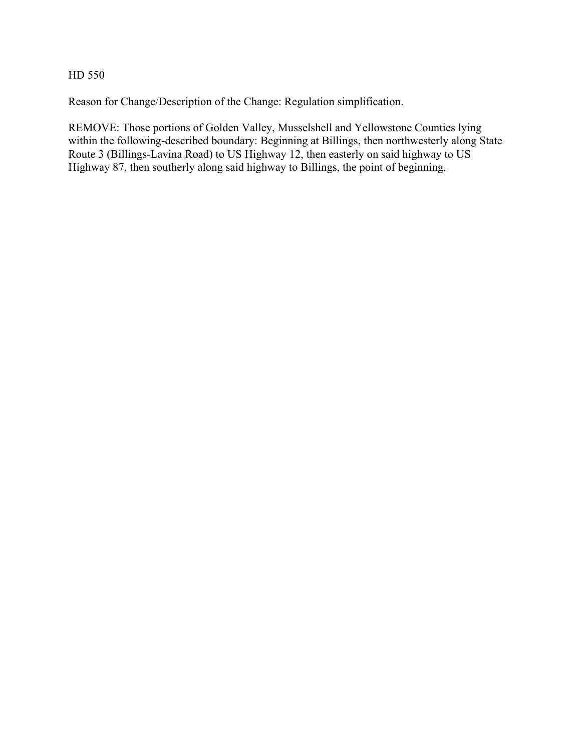HD 550

Reason for Change/Description of the Change: Regulation simplification.

REMOVE: Those portions of Golden Valley, Musselshell and Yellowstone Counties lying within the following-described boundary: Beginning at Billings, then northwesterly along State Route 3 (Billings-Lavina Road) to US Highway 12, then easterly on said highway to US Highway 87, then southerly along said highway to Billings, the point of beginning.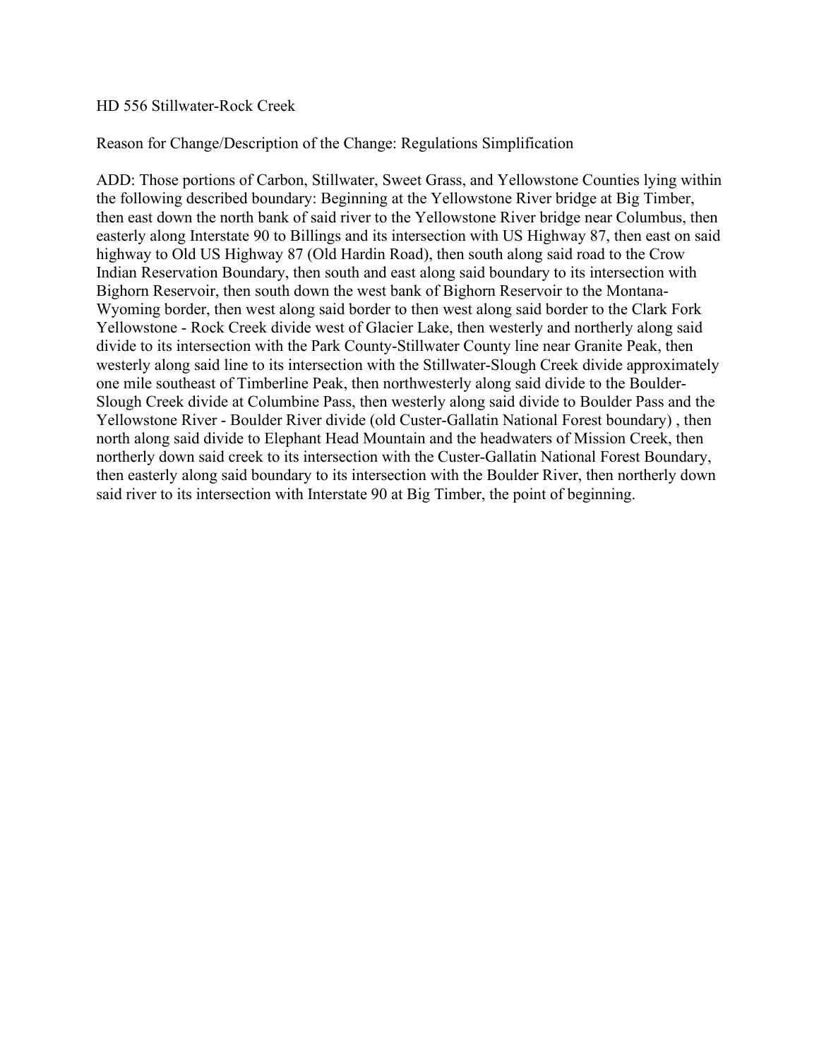HD 556 Stillwater-Rock Creek

Reason for Change/Description of the Change: Regulations Simplification

ADD: Those portions of Carbon, Stillwater, Sweet Grass, and Yellowstone Counties lying within the following described boundary: Beginning at the Yellowstone River bridge at Big Timber, then east down the north bank of said river to the Yellowstone River bridge near Columbus, then easterly along Interstate 90 to Billings and its intersection with US Highway 87, then east on said highway to Old US Highway 87 (Old Hardin Road), then south along said road to the Crow Indian Reservation Boundary, then south and east along said boundary to its intersection with Bighorn Reservoir, then south down the west bank of Bighorn Reservoir to the Montana-Wyoming border, then west along said border to then west along said border to the Clark Fork Yellowstone - Rock Creek divide west of Glacier Lake, then westerly and northerly along said divide to its intersection with the Park County-Stillwater County line near Granite Peak, then westerly along said line to its intersection with the Stillwater-Slough Creek divide approximately one mile southeast of Timberline Peak, then northwesterly along said divide to the Boulder-Slough Creek divide at Columbine Pass, then westerly along said divide to Boulder Pass and the Yellowstone River - Boulder River divide (old Custer-Gallatin National Forest boundary) , then north along said divide to Elephant Head Mountain and the headwaters of Mission Creek, then northerly down said creek to its intersection with the Custer-Gallatin National Forest Boundary, then easterly along said boundary to its intersection with the Boulder River, then northerly down said river to its intersection with Interstate 90 at Big Timber, the point of beginning.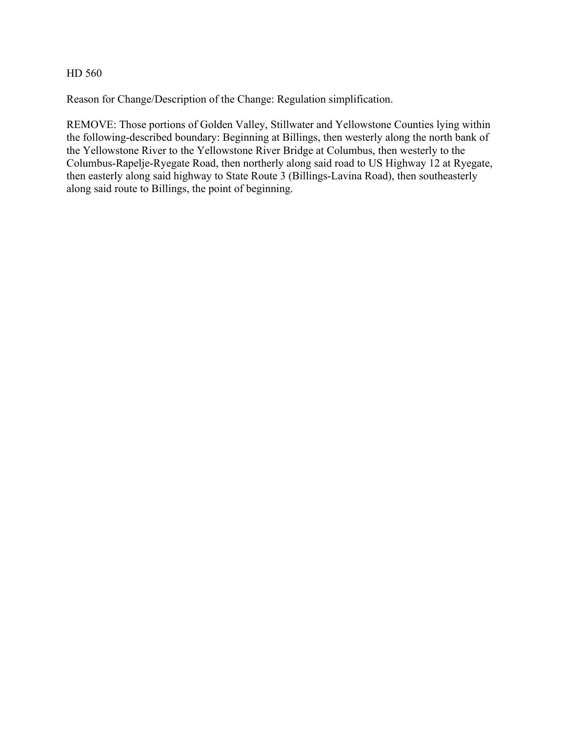HD 560

Reason for Change/Description of the Change: Regulation simplification.

REMOVE: Those portions of Golden Valley, Stillwater and Yellowstone Counties lying within the following-described boundary: Beginning at Billings, then westerly along the north bank of the Yellowstone River to the Yellowstone River Bridge at Columbus, then westerly to the Columbus-Rapelje-Ryegate Road, then northerly along said road to US Highway 12 at Ryegate, then easterly along said highway to State Route 3 (Billings-Lavina Road), then southeasterly along said route to Billings, the point of beginning.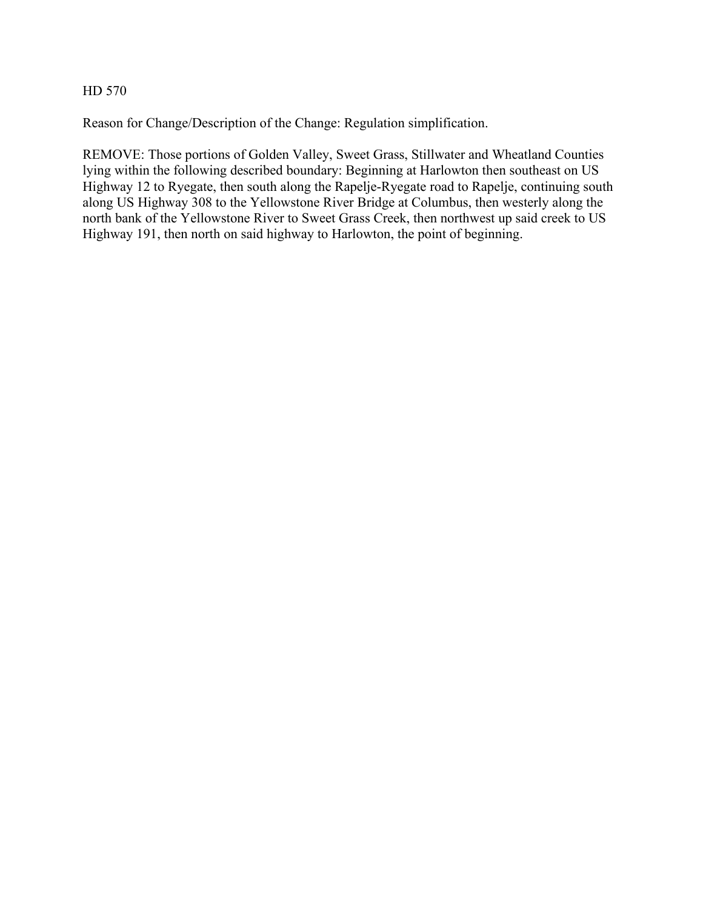HD 570

Reason for Change/Description of the Change: Regulation simplification.

REMOVE: Those portions of Golden Valley, Sweet Grass, Stillwater and Wheatland Counties lying within the following described boundary: Beginning at Harlowton then southeast on US Highway 12 to Ryegate, then south along the Rapelje-Ryegate road to Rapelje, continuing south along US Highway 308 to the Yellowstone River Bridge at Columbus, then westerly along the north bank of the Yellowstone River to Sweet Grass Creek, then northwest up said creek to US Highway 191, then north on said highway to Harlowton, the point of beginning.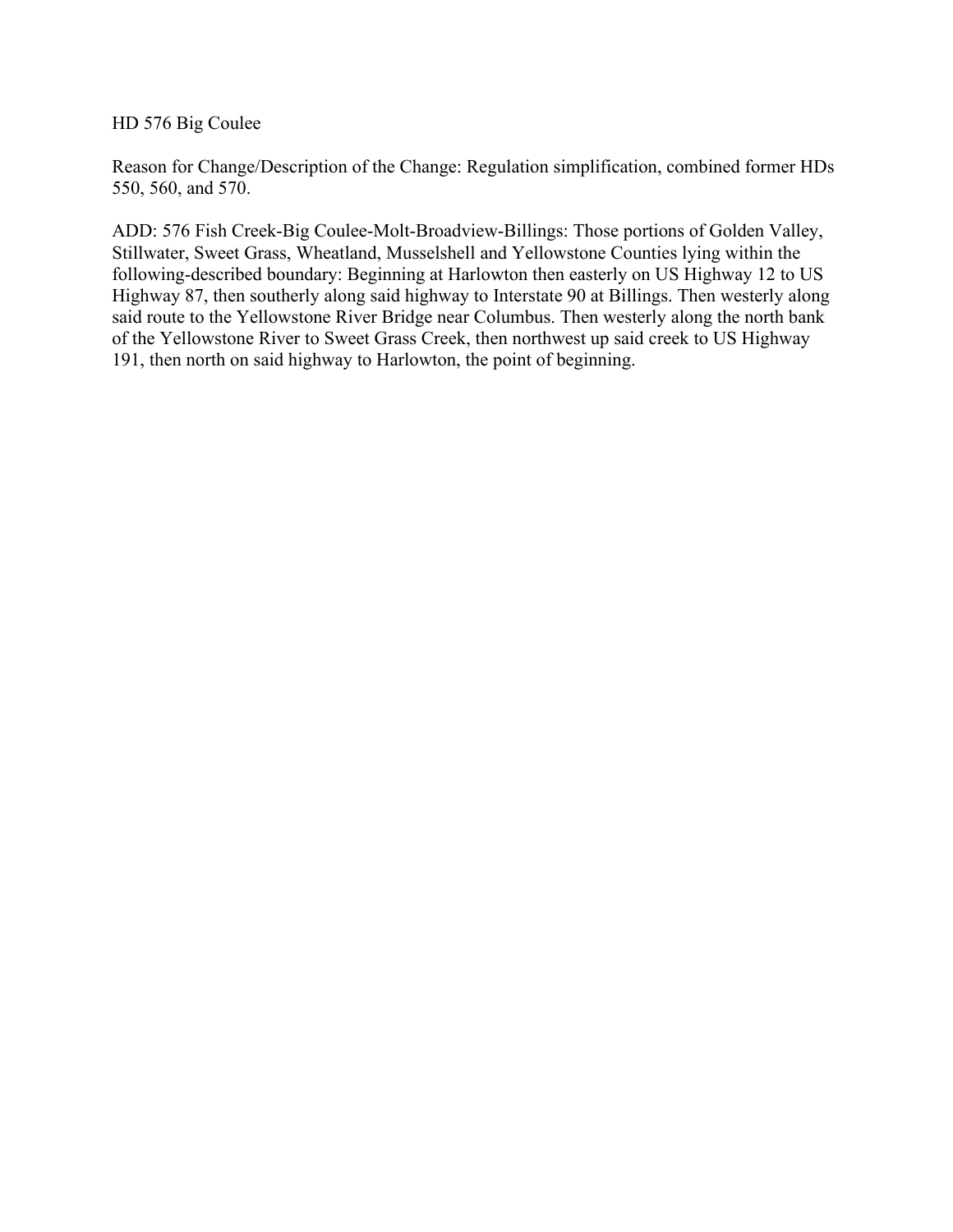HD 576 Big Coulee

Reason for Change/Description of the Change: Regulation simplification, combined former HDs 550, 560, and 570.

ADD: 576 Fish Creek-Big Coulee-Molt-Broadview-Billings: Those portions of Golden Valley, Stillwater, Sweet Grass, Wheatland, Musselshell and Yellowstone Counties lying within the following-described boundary: Beginning at Harlowton then easterly on US Highway 12 to US Highway 87, then southerly along said highway to Interstate 90 at Billings. Then westerly along said route to the Yellowstone River Bridge near Columbus. Then westerly along the north bank of the Yellowstone River to Sweet Grass Creek, then northwest up said creek to US Highway 191, then north on said highway to Harlowton, the point of beginning.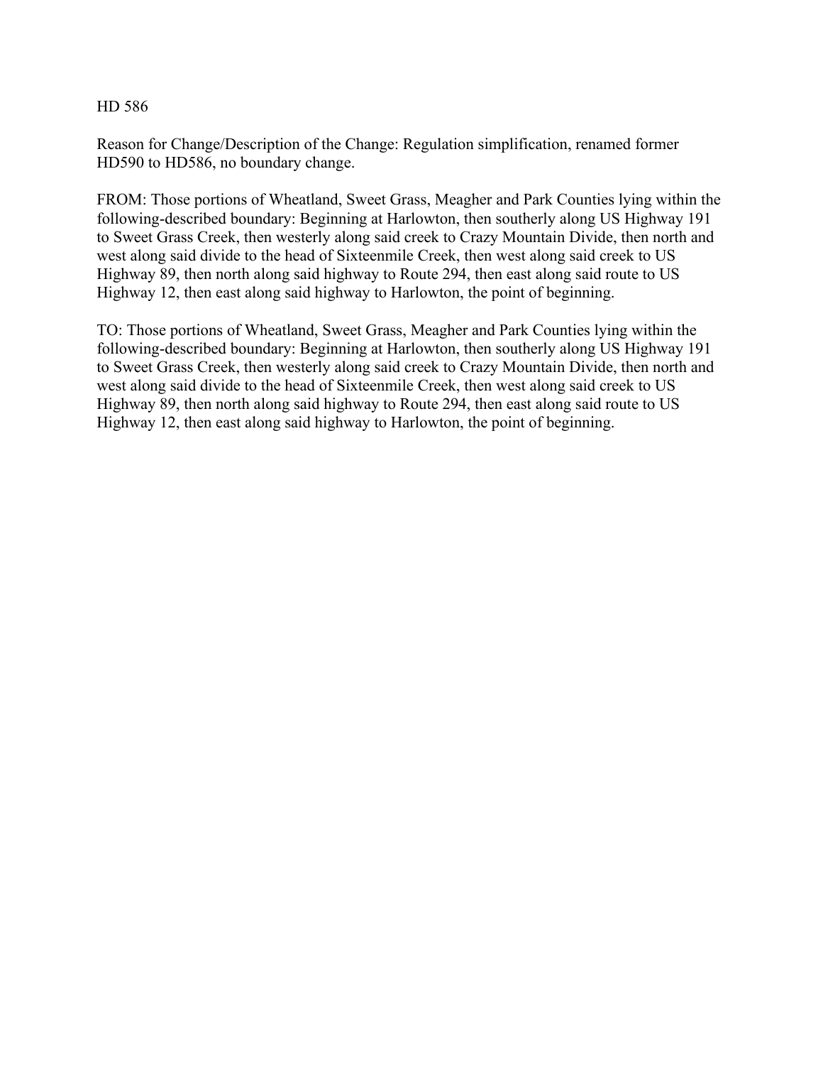HD 586

Reason for Change/Description of the Change: Regulation simplification, renamed former HD590 to HD586, no boundary change.

FROM: Those portions of Wheatland, Sweet Grass, Meagher and Park Counties lying within the following-described boundary: Beginning at Harlowton, then southerly along US Highway 191 to Sweet Grass Creek, then westerly along said creek to Crazy Mountain Divide, then north and west along said divide to the head of Sixteenmile Creek, then west along said creek to US Highway 89, then north along said highway to Route 294, then east along said route to US Highway 12, then east along said highway to Harlowton, the point of beginning.

TO: Those portions of Wheatland, Sweet Grass, Meagher and Park Counties lying within the following-described boundary: Beginning at Harlowton, then southerly along US Highway 191 to Sweet Grass Creek, then westerly along said creek to Crazy Mountain Divide, then north and west along said divide to the head of Sixteenmile Creek, then west along said creek to US Highway 89, then north along said highway to Route 294, then east along said route to US Highway 12, then east along said highway to Harlowton, the point of beginning.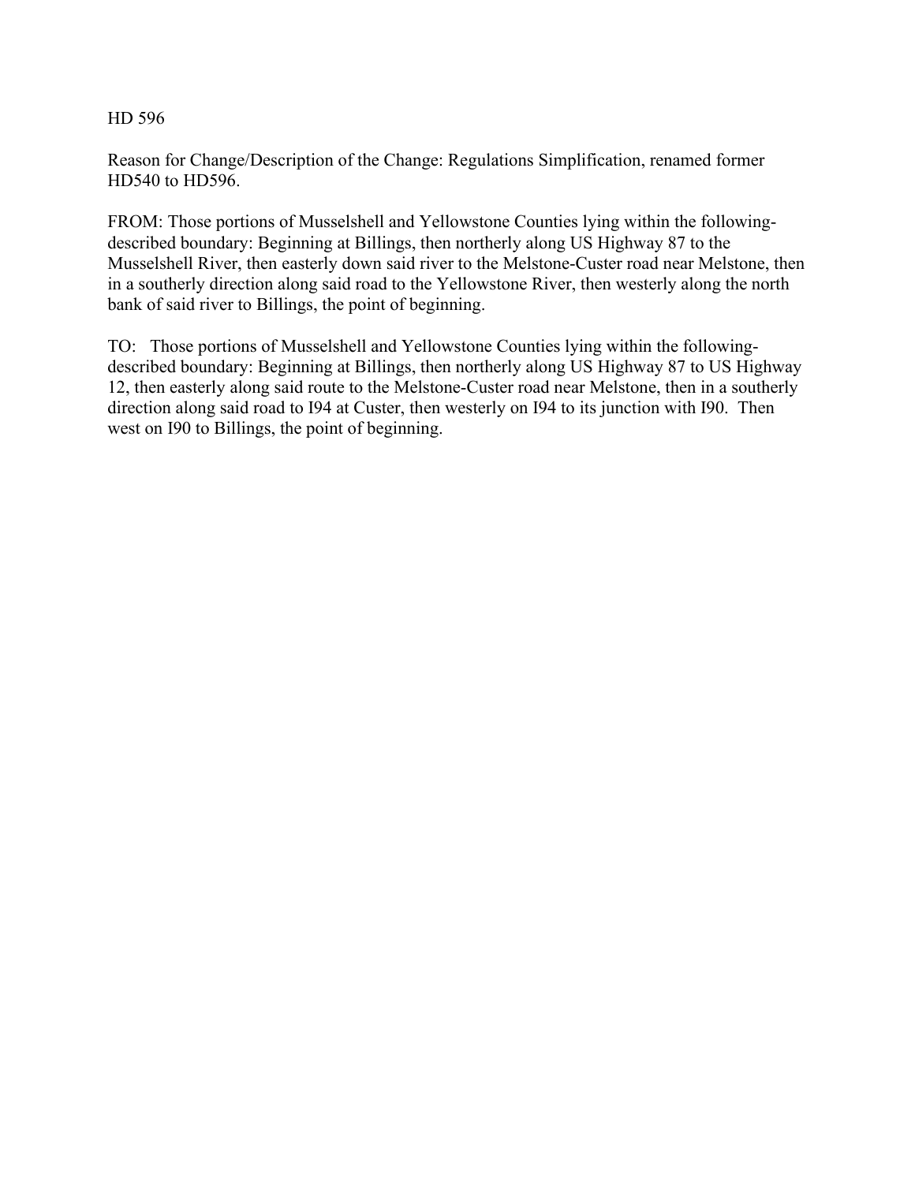HD 596

Reason for Change/Description of the Change: Regulations Simplification, renamed former HD540 to HD596.

FROM: Those portions of Musselshell and Yellowstone Counties lying within the following-described boundary: Beginning at Billings, then northerly along US Highway 87 to the Musselshell River, then easterly down said river to the Melstone-Custer road near Melstone, then in a southerly direction along said road to the Yellowstone River, then westerly along the north bank of said river to Billings, the point of beginning.

TO: Those portions of Musselshell and Yellowstone Counties lying within the following-described boundary: Beginning at Billings, then northerly along US Highway 87 to US Highway 12, then easterly along said route to the Melstone-Custer road near Melstone, then in a southerly direction along said road to I94 at Custer, then westerly on I94 to its junction with I90. Then west on I90 to Billings, the point of beginning.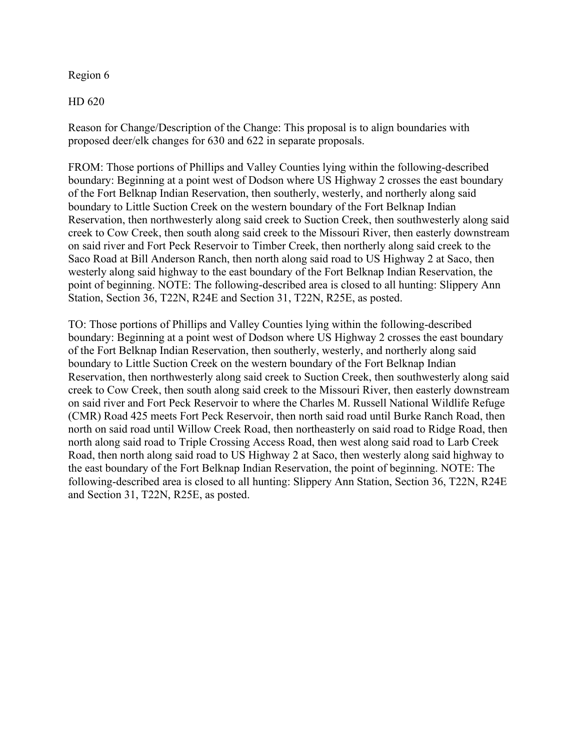Region 6

HD 620

Reason for Change/Description of the Change: This proposal is to align boundaries with proposed deer/elk changes for 630 and 622 in separate proposals.

FROM: Those portions of Phillips and Valley Counties lying within the following-described boundary: Beginning at a point west of Dodson where US Highway 2 crosses the east boundary of the Fort Belknap Indian Reservation, then southerly, westerly, and northerly along said boundary to Little Suction Creek on the western boundary of the Fort Belknap Indian Reservation, then northwesterly along said creek to Suction Creek, then southwesterly along said creek to Cow Creek, then south along said creek to the Missouri River, then easterly downstream on said river and Fort Peck Reservoir to Timber Creek, then northerly along said creek to the Saco Road at Bill Anderson Ranch, then north along said road to US Highway 2 at Saco, then westerly along said highway to the east boundary of the Fort Belknap Indian Reservation, the point of beginning. NOTE: The following-described area is closed to all hunting: Slippery Ann Station, Section 36, T22N, R24E and Section 31, T22N, R25E, as posted.

TO: Those portions of Phillips and Valley Counties lying within the following-described boundary: Beginning at a point west of Dodson where US Highway 2 crosses the east boundary of the Fort Belknap Indian Reservation, then southerly, westerly, and northerly along said boundary to Little Suction Creek on the western boundary of the Fort Belknap Indian Reservation, then northwesterly along said creek to Suction Creek, then southwesterly along said creek to Cow Creek, then south along said creek to the Missouri River, then easterly downstream on said river and Fort Peck Reservoir to where the Charles M. Russell National Wildlife Refuge (CMR) Road 425 meets Fort Peck Reservoir, then north said road until Burke Ranch Road, then north on said road until Willow Creek Road, then northeasterly on said road to Ridge Road, then north along said road to Triple Crossing Access Road, then west along said road to Larb Creek Road, then north along said road to US Highway 2 at Saco, then westerly along said highway to the east boundary of the Fort Belknap Indian Reservation, the point of beginning. NOTE: The following-described area is closed to all hunting: Slippery Ann Station, Section 36, T22N, R24E and Section 31, T22N, R25E, as posted.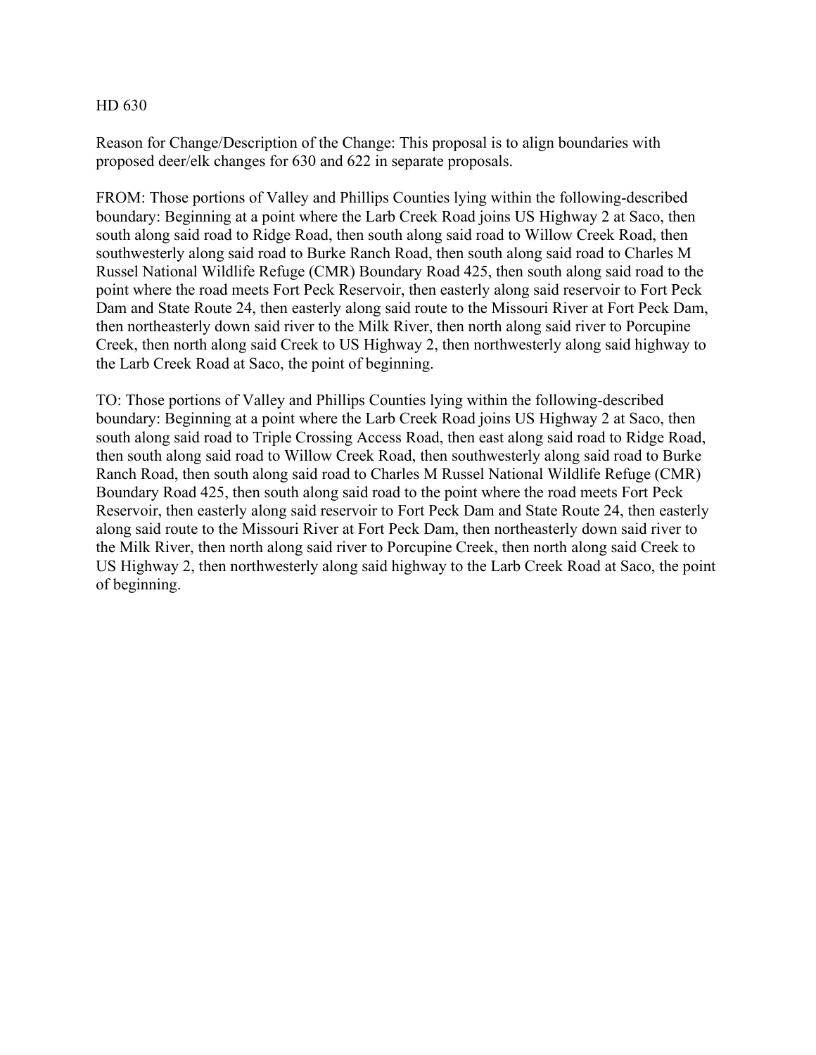HD 630

Reason for Change/Description of the Change: This proposal is to align boundaries with proposed deer/elk changes for 630 and 622 in separate proposals.

FROM: Those portions of Valley and Phillips Counties lying within the following-described boundary: Beginning at a point where the Larb Creek Road joins US Highway 2 at Saco, then south along said road to Ridge Road, then south along said road to Willow Creek Road, then southwesterly along said road to Burke Ranch Road, then south along said road to Charles M Russel National Wildlife Refuge (CMR) Boundary Road 425, then south along said road to the point where the road meets Fort Peck Reservoir, then easterly along said reservoir to Fort Peck Dam and State Route 24, then easterly along said route to the Missouri River at Fort Peck Dam, then northeasterly down said river to the Milk River, then north along said river to Porcupine Creek, then north along said Creek to US Highway 2, then northwesterly along said highway to the Larb Creek Road at Saco, the point of beginning.

TO: Those portions of Valley and Phillips Counties lying within the following-described boundary: Beginning at a point where the Larb Creek Road joins US Highway 2 at Saco, then south along said road to Triple Crossing Access Road, then east along said road to Ridge Road, then south along said road to Willow Creek Road, then southwesterly along said road to Burke Ranch Road, then south along said road to Charles M Russel National Wildlife Refuge (CMR) Boundary Road 425, then south along said road to the point where the road meets Fort Peck Reservoir, then easterly along said reservoir to Fort Peck Dam and State Route 24, then easterly along said route to the Missouri River at Fort Peck Dam, then northeasterly down said river to the Milk River, then north along said river to Porcupine Creek, then north along said Creek to US Highway 2, then northwesterly along said highway to the Larb Creek Road at Saco, the point of beginning.